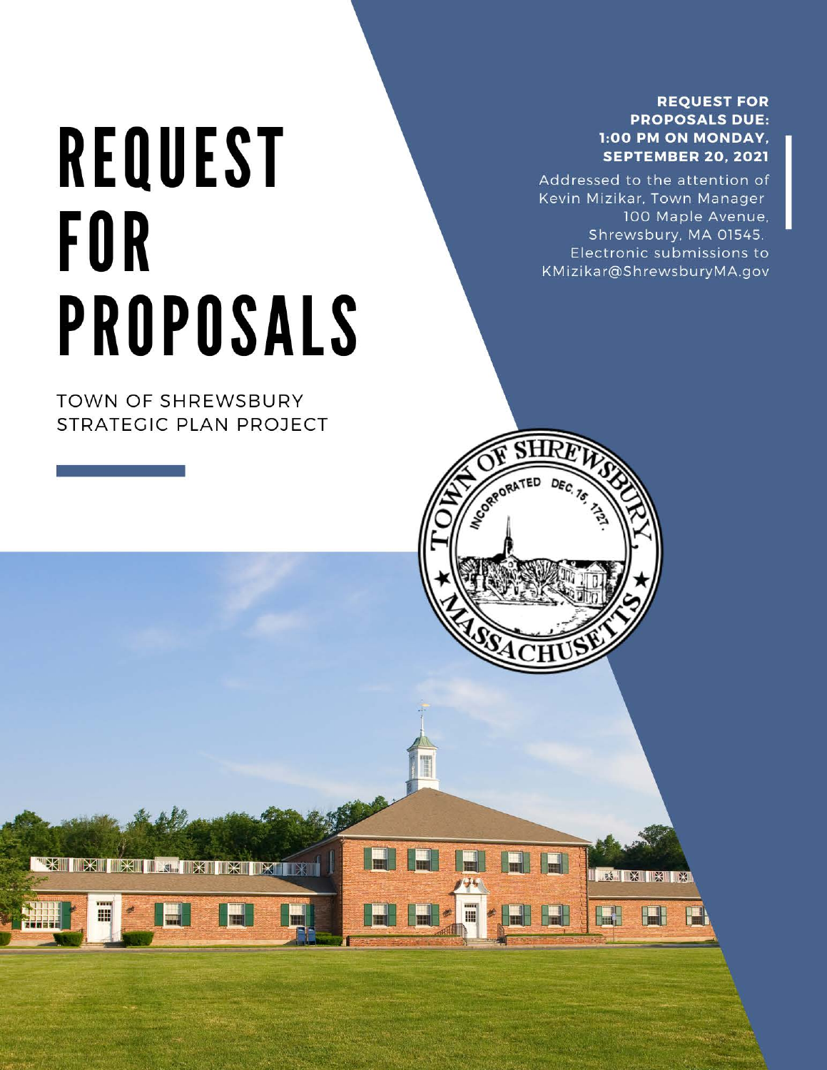# REQUEST FOR PROPOSALS

TOWN OF SHREWSBURY
STRATEGIC PLAN PROJECT

**REQUEST FOR PROPOSALS DUE: 1:00 PM ON MONDAY, SEPTEMBER 20, 2021**

Addressed to the attention of
Kevin Mizikar, Town Manager
100 Maple Avenue,
Shrewsbury, MA 01545.
Electronic submissions to
KMizikar@ShrewsburyMA.gov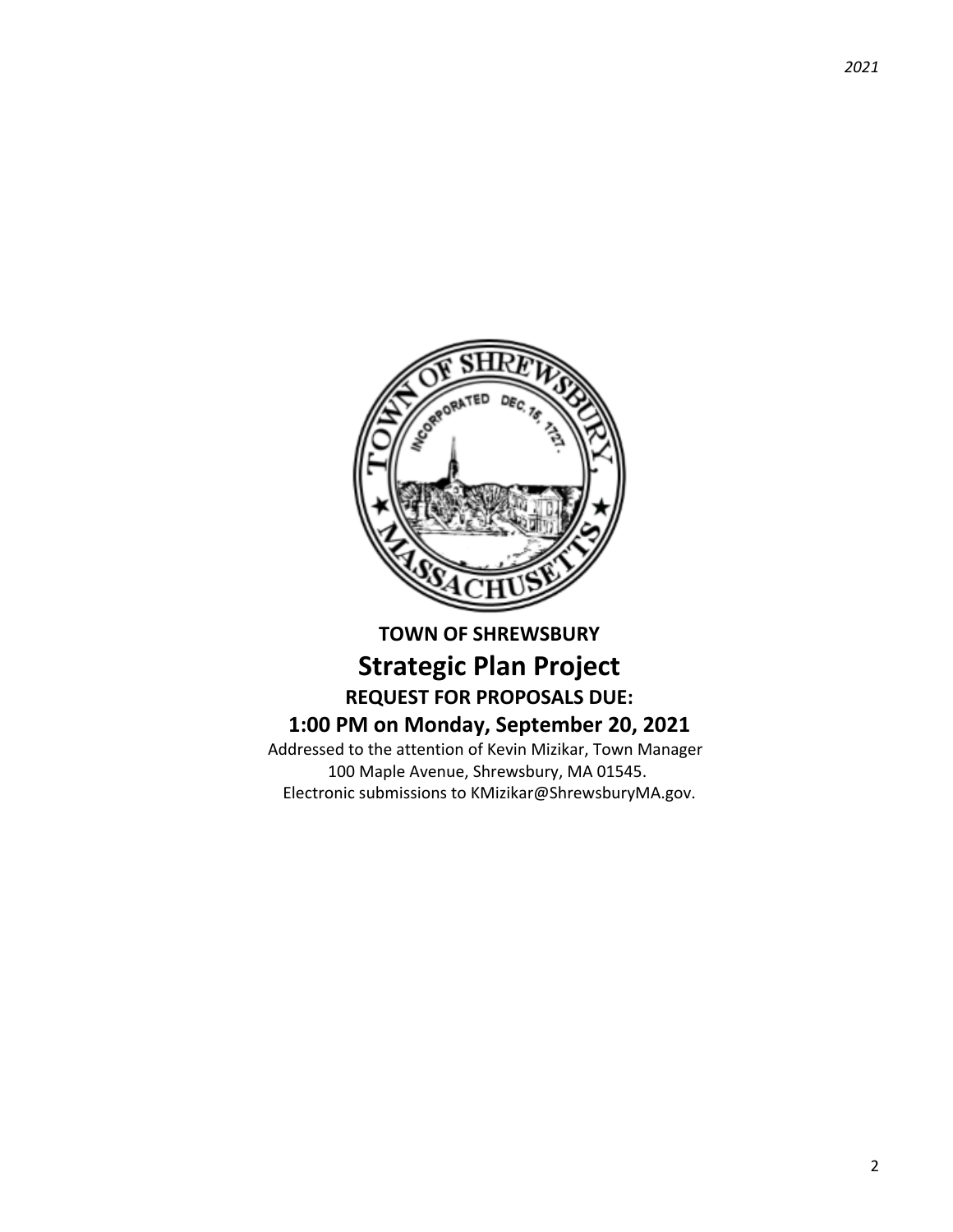**TOWN OF SHREWSBURY**

# Strategic Plan Project

**REQUEST FOR PROPOSALS DUE:**

**1:00 PM on Monday, September 20, 2021**

Addressed to the attention of Kevin Mizikar, Town Manager
100 Maple Avenue, Shrewsbury, MA 01545.
Electronic submissions to KMizikar@ShrewsburyMA.gov.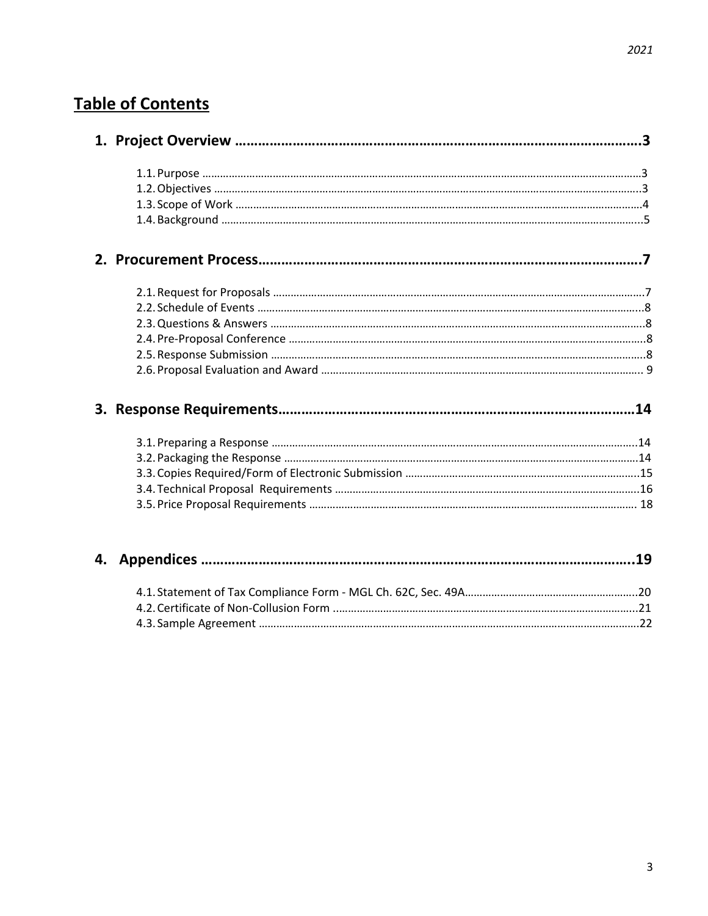## Table of Contents

**1. Project Overview ............................................................................................3**

1.1. Purpose ..........................................................................................................3
1.2. Objectives ......................................................................................................3
1.3. Scope of Work ................................................................................................4
1.4. Background .....................................................................................................5

**2. Procurement Process.........................................................................................7**

2.1. Request for Proposals ....................................................................................7
2.2. Schedule of Events .........................................................................................8
2.3. Questions & Answers .....................................................................................8
2.4. Pre-Proposal Conference ................................................................................8
2.5. Response Submission .....................................................................................8
2.6. Proposal Evaluation and Award ......................................................................9

**3. Response Requirements..................................................................................14**

3.1. Preparing a Response ..................................................................................14
3.2. Packaging the Response ...............................................................................14
3.3. Copies Required/Form of Electronic Submission .........................................15
3.4. Technical Proposal Requirements ................................................................16
3.5. Price Proposal Requirements .......................................................................18

**4. Appendices ......................................................................................................19**

4.1. Statement of Tax Compliance Form - MGL Ch. 62C, Sec. 49A.........................20
4.2. Certificate of Non-Collusion Form .................................................................21
4.3. Sample Agreement ........................................................................................22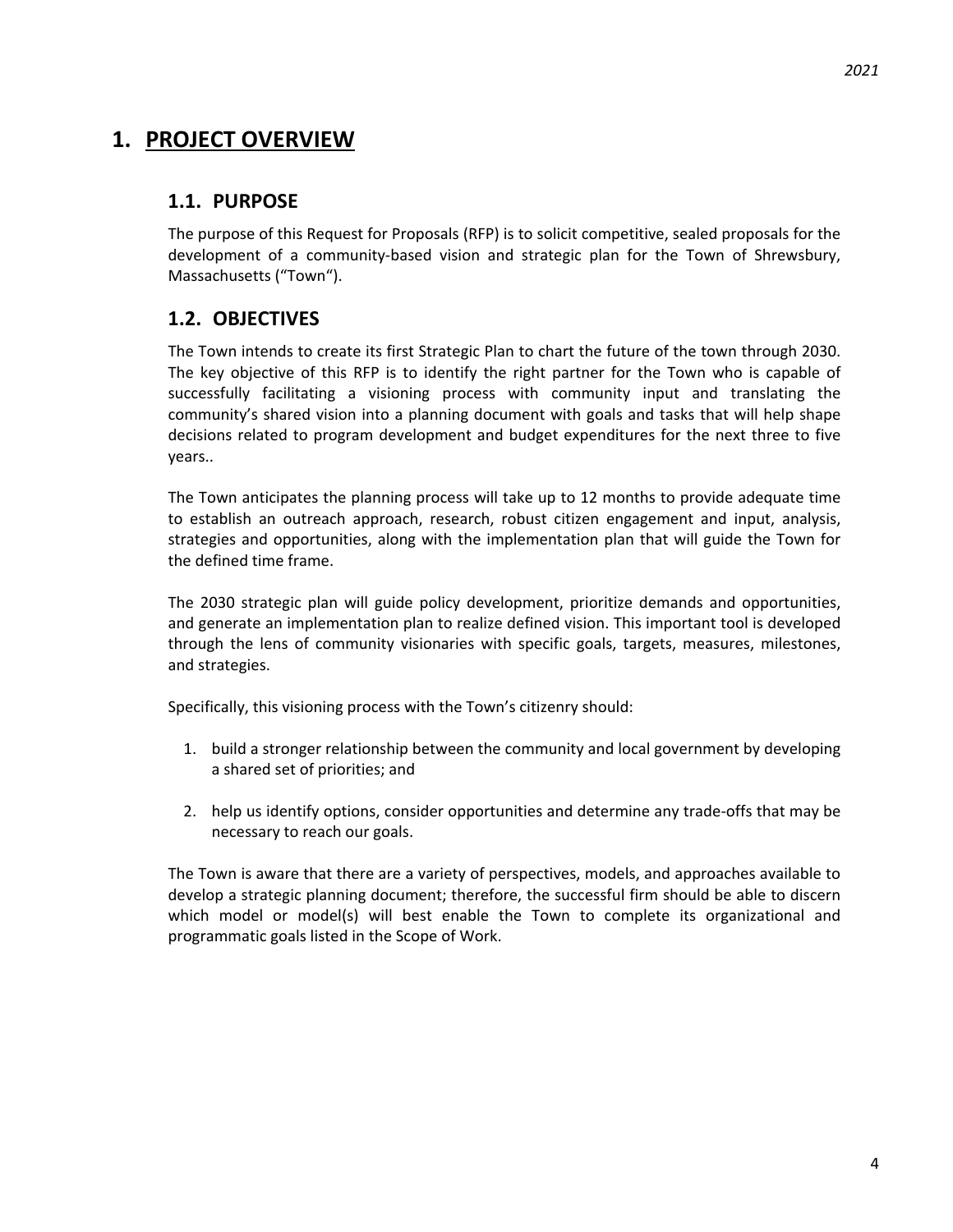# 1. PROJECT OVERVIEW

## 1.1. PURPOSE

The purpose of this Request for Proposals (RFP) is to solicit competitive, sealed proposals for the development of a community-based vision and strategic plan for the Town of Shrewsbury, Massachusetts ("Town").

## 1.2. OBJECTIVES

The Town intends to create its first Strategic Plan to chart the future of the town through 2030. The key objective of this RFP is to identify the right partner for the Town who is capable of successfully facilitating a visioning process with community input and translating the community's shared vision into a planning document with goals and tasks that will help shape decisions related to program development and budget expenditures for the next three to five years..

The Town anticipates the planning process will take up to 12 months to provide adequate time to establish an outreach approach, research, robust citizen engagement and input, analysis, strategies and opportunities, along with the implementation plan that will guide the Town for the defined time frame.

The 2030 strategic plan will guide policy development, prioritize demands and opportunities, and generate an implementation plan to realize defined vision. This important tool is developed through the lens of community visionaries with specific goals, targets, measures, milestones, and strategies.

Specifically, this visioning process with the Town's citizenry should:

1. build a stronger relationship between the community and local government by developing a shared set of priorities; and

2. help us identify options, consider opportunities and determine any trade-offs that may be necessary to reach our goals.

The Town is aware that there are a variety of perspectives, models, and approaches available to develop a strategic planning document; therefore, the successful firm should be able to discern which model or model(s) will best enable the Town to complete its organizational and programmatic goals listed in the Scope of Work.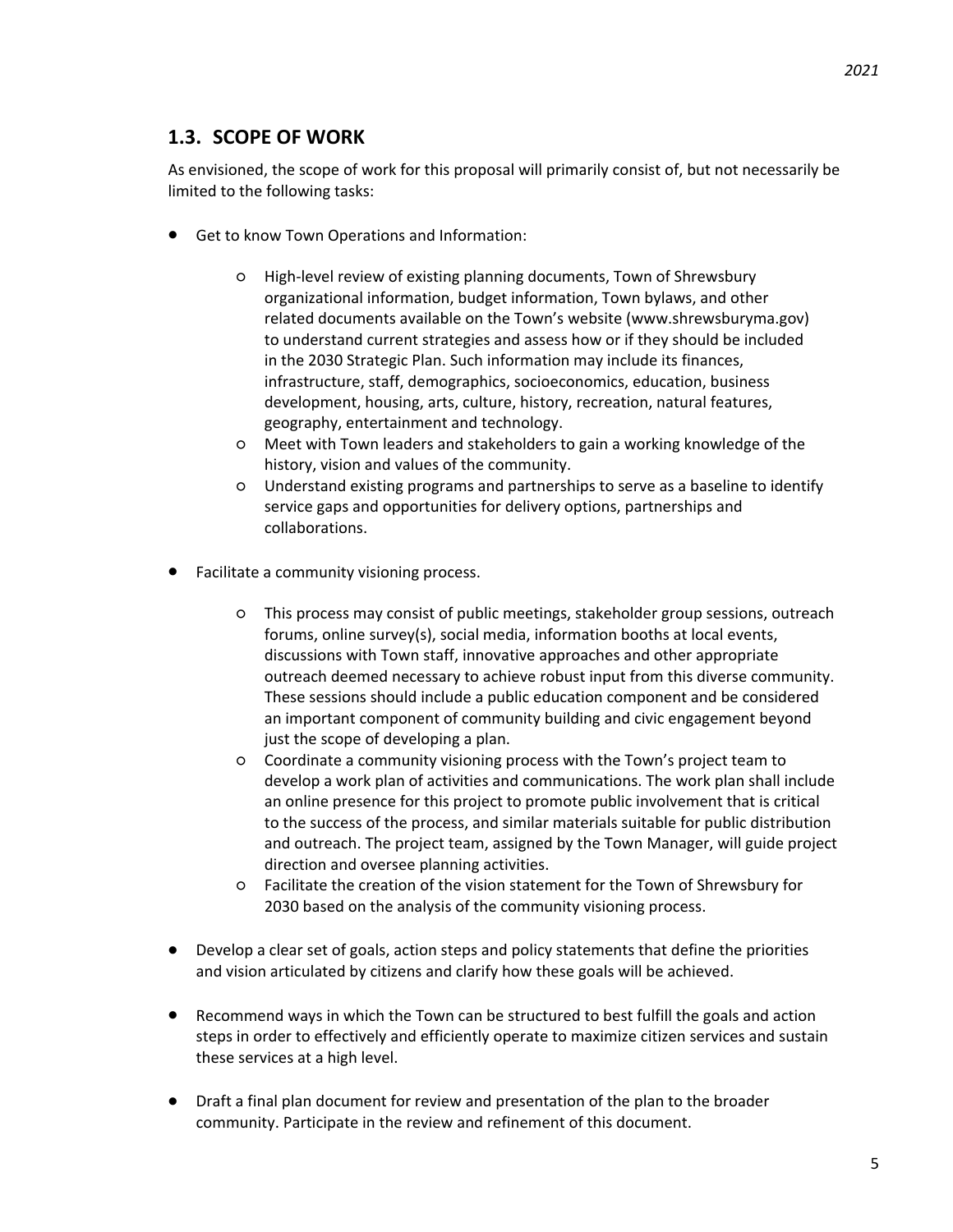## 1.3. SCOPE OF WORK

As envisioned, the scope of work for this proposal will primarily consist of, but not necessarily be limited to the following tasks:

- Get to know Town Operations and Information:
    - High-level review of existing planning documents, Town of Shrewsbury organizational information, budget information, Town bylaws, and other related documents available on the Town's website (www.shrewsburyma.gov) to understand current strategies and assess how or if they should be included in the 2030 Strategic Plan. Such information may include its finances, infrastructure, staff, demographics, socioeconomics, education, business development, housing, arts, culture, history, recreation, natural features, geography, entertainment and technology.
    - Meet with Town leaders and stakeholders to gain a working knowledge of the history, vision and values of the community.
    - Understand existing programs and partnerships to serve as a baseline to identify service gaps and opportunities for delivery options, partnerships and collaborations.

- Facilitate a community visioning process.
    - This process may consist of public meetings, stakeholder group sessions, outreach forums, online survey(s), social media, information booths at local events, discussions with Town staff, innovative approaches and other appropriate outreach deemed necessary to achieve robust input from this diverse community. These sessions should include a public education component and be considered an important component of community building and civic engagement beyond just the scope of developing a plan.
    - Coordinate a community visioning process with the Town's project team to develop a work plan of activities and communications. The work plan shall include an online presence for this project to promote public involvement that is critical to the success of the process, and similar materials suitable for public distribution and outreach. The project team, assigned by the Town Manager, will guide project direction and oversee planning activities.
    - Facilitate the creation of the vision statement for the Town of Shrewsbury for 2030 based on the analysis of the community visioning process.

- Develop a clear set of goals, action steps and policy statements that define the priorities and vision articulated by citizens and clarify how these goals will be achieved.

- Recommend ways in which the Town can be structured to best fulfill the goals and action steps in order to effectively and efficiently operate to maximize citizen services and sustain these services at a high level.

- Draft a final plan document for review and presentation of the plan to the broader community. Participate in the review and refinement of this document.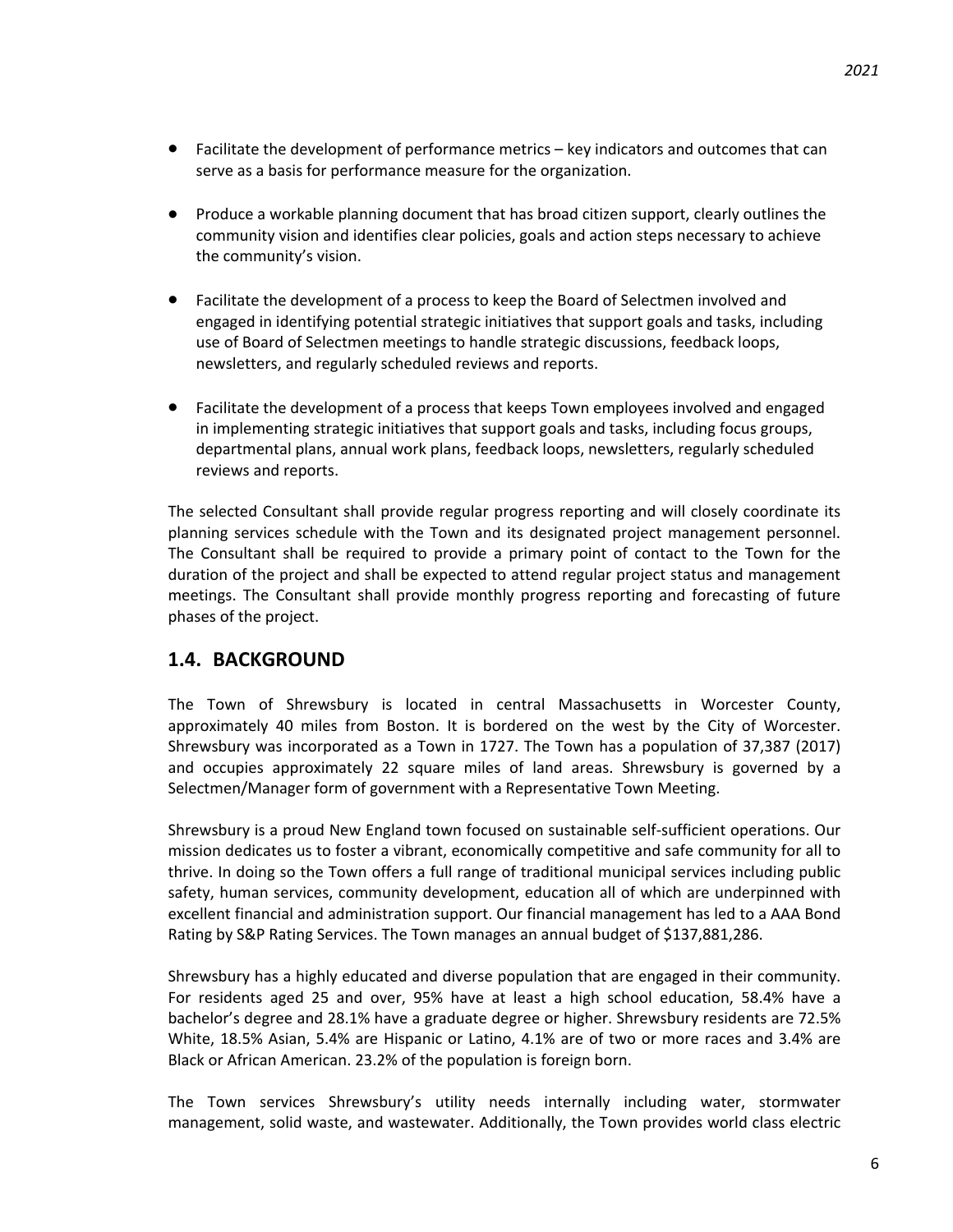- Facilitate the development of performance metrics – key indicators and outcomes that can serve as a basis for performance measure for the organization.

- Produce a workable planning document that has broad citizen support, clearly outlines the community vision and identifies clear policies, goals and action steps necessary to achieve the community's vision.

- Facilitate the development of a process to keep the Board of Selectmen involved and engaged in identifying potential strategic initiatives that support goals and tasks, including use of Board of Selectmen meetings to handle strategic discussions, feedback loops, newsletters, and regularly scheduled reviews and reports.

- Facilitate the development of a process that keeps Town employees involved and engaged in implementing strategic initiatives that support goals and tasks, including focus groups, departmental plans, annual work plans, feedback loops, newsletters, regularly scheduled reviews and reports.

The selected Consultant shall provide regular progress reporting and will closely coordinate its planning services schedule with the Town and its designated project management personnel. The Consultant shall be required to provide a primary point of contact to the Town for the duration of the project and shall be expected to attend regular project status and management meetings. The Consultant shall provide monthly progress reporting and forecasting of future phases of the project.

## 1.4. BACKGROUND

The Town of Shrewsbury is located in central Massachusetts in Worcester County, approximately 40 miles from Boston. It is bordered on the west by the City of Worcester. Shrewsbury was incorporated as a Town in 1727. The Town has a population of 37,387 (2017) and occupies approximately 22 square miles of land areas. Shrewsbury is governed by a Selectmen/Manager form of government with a Representative Town Meeting.

Shrewsbury is a proud New England town focused on sustainable self-sufficient operations. Our mission dedicates us to foster a vibrant, economically competitive and safe community for all to thrive. In doing so the Town offers a full range of traditional municipal services including public safety, human services, community development, education all of which are underpinned with excellent financial and administration support. Our financial management has led to a AAA Bond Rating by S&P Rating Services. The Town manages an annual budget of $137,881,286.

Shrewsbury has a highly educated and diverse population that are engaged in their community. For residents aged 25 and over, 95% have at least a high school education, 58.4% have a bachelor's degree and 28.1% have a graduate degree or higher. Shrewsbury residents are 72.5% White, 18.5% Asian, 5.4% are Hispanic or Latino, 4.1% are of two or more races and 3.4% are Black or African American. 23.2% of the population is foreign born.

The Town services Shrewsbury's utility needs internally including water, stormwater management, solid waste, and wastewater. Additionally, the Town provides world class electric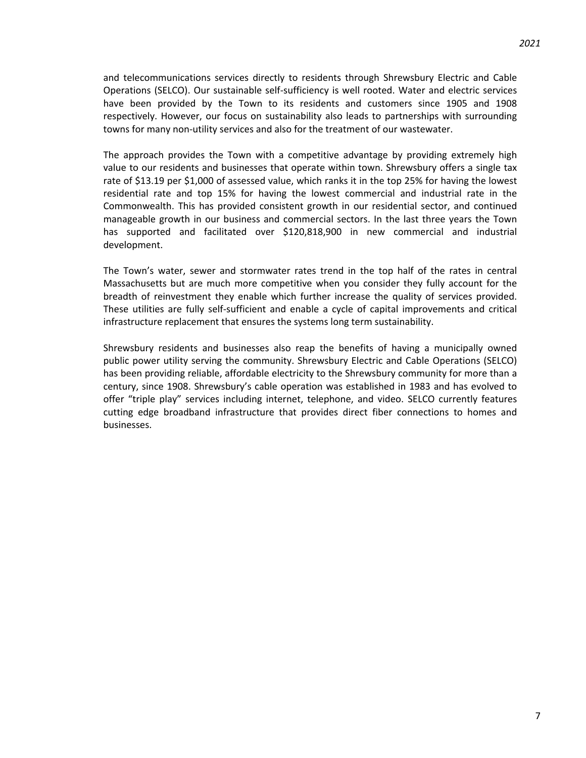and telecommunications services directly to residents through Shrewsbury Electric and Cable Operations (SELCO). Our sustainable self-sufficiency is well rooted. Water and electric services have been provided by the Town to its residents and customers since 1905 and 1908 respectively. However, our focus on sustainability also leads to partnerships with surrounding towns for many non-utility services and also for the treatment of our wastewater.

The approach provides the Town with a competitive advantage by providing extremely high value to our residents and businesses that operate within town. Shrewsbury offers a single tax rate of $13.19 per $1,000 of assessed value, which ranks it in the top 25% for having the lowest residential rate and top 15% for having the lowest commercial and industrial rate in the Commonwealth. This has provided consistent growth in our residential sector, and continued manageable growth in our business and commercial sectors. In the last three years the Town has supported and facilitated over $120,818,900 in new commercial and industrial development.

The Town's water, sewer and stormwater rates trend in the top half of the rates in central Massachusetts but are much more competitive when you consider they fully account for the breadth of reinvestment they enable which further increase the quality of services provided. These utilities are fully self-sufficient and enable a cycle of capital improvements and critical infrastructure replacement that ensures the systems long term sustainability.

Shrewsbury residents and businesses also reap the benefits of having a municipally owned public power utility serving the community. Shrewsbury Electric and Cable Operations (SELCO) has been providing reliable, affordable electricity to the Shrewsbury community for more than a century, since 1908. Shrewsbury's cable operation was established in 1983 and has evolved to offer "triple play" services including internet, telephone, and video. SELCO currently features cutting edge broadband infrastructure that provides direct fiber connections to homes and businesses.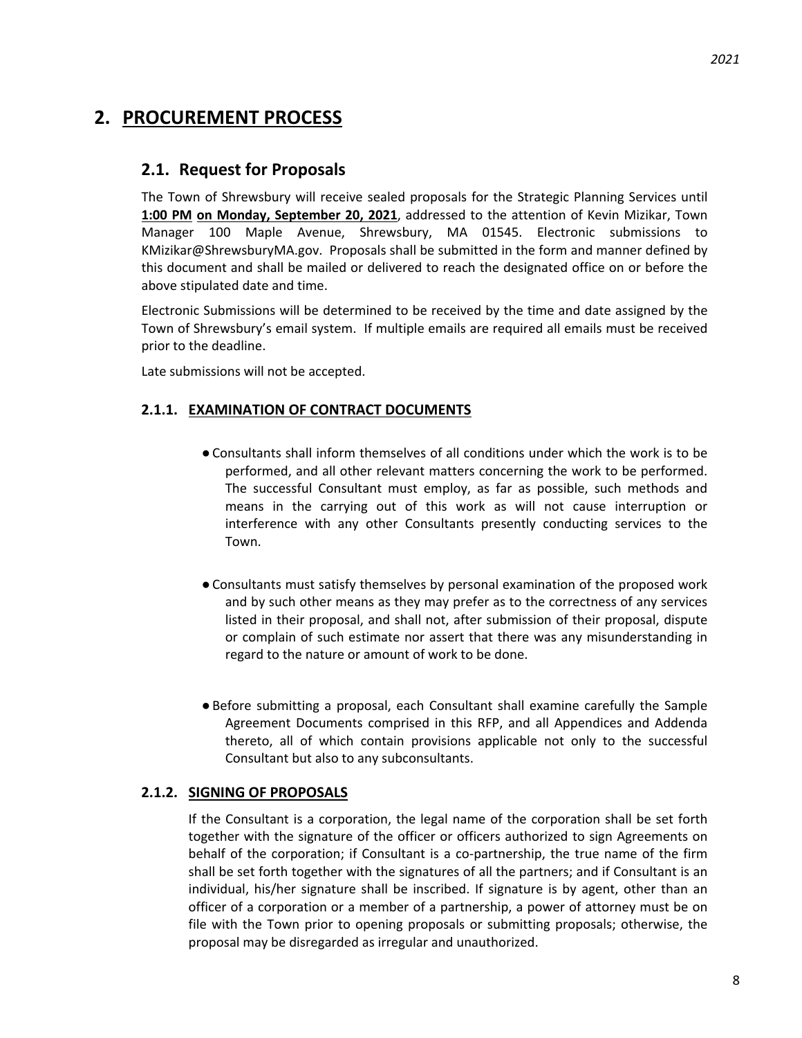## 2. PROCUREMENT PROCESS

### 2.1. Request for Proposals

The Town of Shrewsbury will receive sealed proposals for the Strategic Planning Services until **1:00 PM on Monday, September 20, 2021**, addressed to the attention of Kevin Mizikar, Town Manager 100 Maple Avenue, Shrewsbury, MA 01545. Electronic submissions to KMizikar@ShrewsburyMA.gov. Proposals shall be submitted in the form and manner defined by this document and shall be mailed or delivered to reach the designated office on or before the above stipulated date and time.

Electronic Submissions will be determined to be received by the time and date assigned by the Town of Shrewsbury's email system. If multiple emails are required all emails must be received prior to the deadline.

Late submissions will not be accepted.

#### 2.1.1. EXAMINATION OF CONTRACT DOCUMENTS

- Consultants shall inform themselves of all conditions under which the work is to be performed, and all other relevant matters concerning the work to be performed. The successful Consultant must employ, as far as possible, such methods and means in the carrying out of this work as will not cause interruption or interference with any other Consultants presently conducting services to the Town.
- Consultants must satisfy themselves by personal examination of the proposed work and by such other means as they may prefer as to the correctness of any services listed in their proposal, and shall not, after submission of their proposal, dispute or complain of such estimate nor assert that there was any misunderstanding in regard to the nature or amount of work to be done.
- Before submitting a proposal, each Consultant shall examine carefully the Sample Agreement Documents comprised in this RFP, and all Appendices and Addenda thereto, all of which contain provisions applicable not only to the successful Consultant but also to any subconsultants.

#### 2.1.2. SIGNING OF PROPOSALS

If the Consultant is a corporation, the legal name of the corporation shall be set forth together with the signature of the officer or officers authorized to sign Agreements on behalf of the corporation; if Consultant is a co-partnership, the true name of the firm shall be set forth together with the signatures of all the partners; and if Consultant is an individual, his/her signature shall be inscribed. If signature is by agent, other than an officer of a corporation or a member of a partnership, a power of attorney must be on file with the Town prior to opening proposals or submitting proposals; otherwise, the proposal may be disregarded as irregular and unauthorized.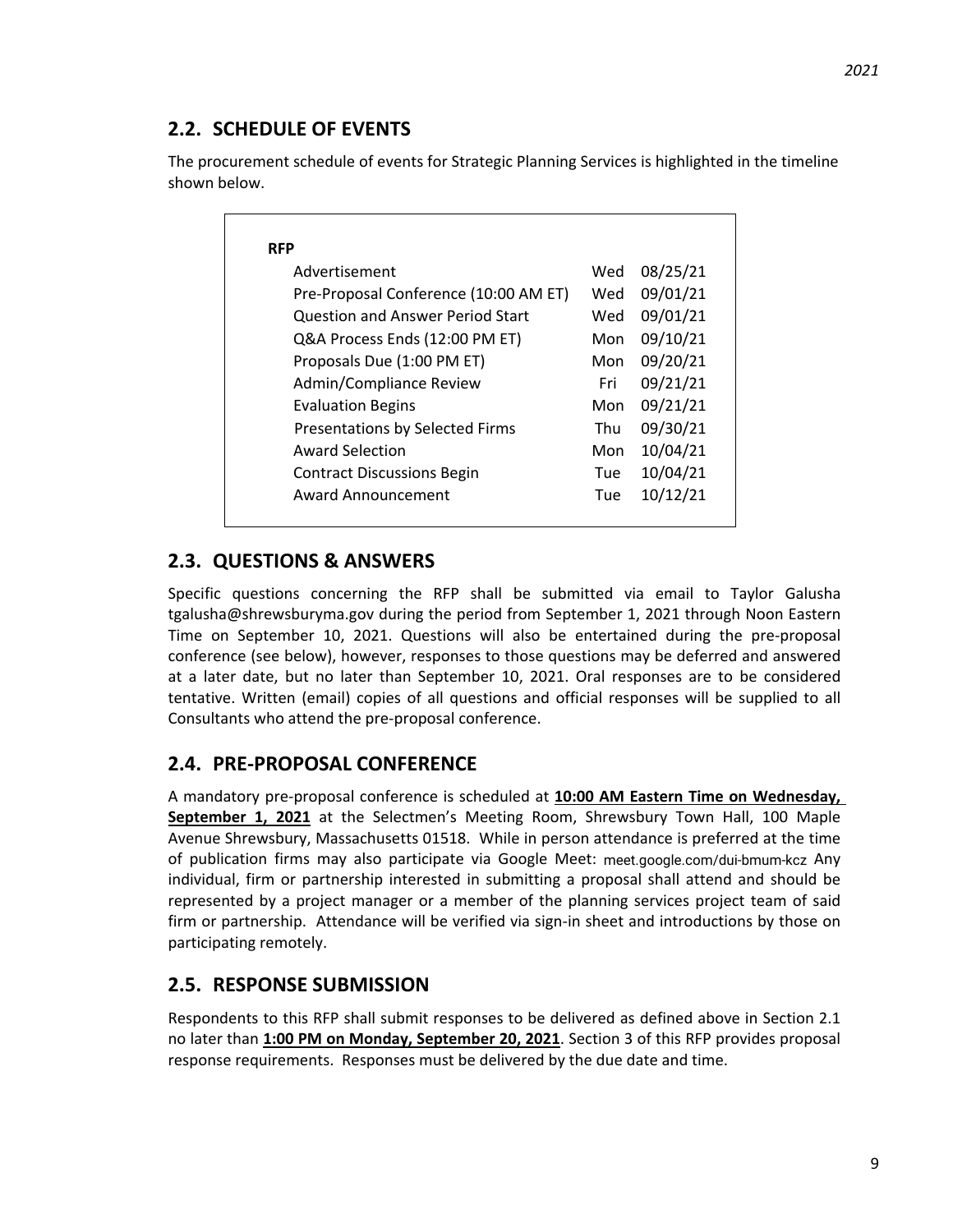## 2.2. SCHEDULE OF EVENTS

The procurement schedule of events for Strategic Planning Services is highlighted in the timeline shown below.

| **RFP** | | |
|---|---|---|
| Advertisement | Wed | 08/25/21 |
| Pre-Proposal Conference (10:00 AM ET) | Wed | 09/01/21 |
| Question and Answer Period Start | Wed | 09/01/21 |
| Q&A Process Ends (12:00 PM ET) | Mon | 09/10/21 |
| Proposals Due (1:00 PM ET) | Mon | 09/20/21 |
| Admin/Compliance Review | Fri | 09/21/21 |
| Evaluation Begins | Mon | 09/21/21 |
| Presentations by Selected Firms | Thu | 09/30/21 |
| Award Selection | Mon | 10/04/21 |
| Contract Discussions Begin | Tue | 10/04/21 |
| Award Announcement | Tue | 10/12/21 |

## 2.3. QUESTIONS & ANSWERS

Specific questions concerning the RFP shall be submitted via email to Taylor Galusha tgalusha@shrewsburyma.gov during the period from September 1, 2021 through Noon Eastern Time on September 10, 2021. Questions will also be entertained during the pre-proposal conference (see below), however, responses to those questions may be deferred and answered at a later date, but no later than September 10, 2021. Oral responses are to be considered tentative. Written (email) copies of all questions and official responses will be supplied to all Consultants who attend the pre-proposal conference.

## 2.4. PRE-PROPOSAL CONFERENCE

A mandatory pre-proposal conference is scheduled at **10:00 AM Eastern Time on Wednesday, September 1, 2021** at the Selectmen's Meeting Room, Shrewsbury Town Hall, 100 Maple Avenue Shrewsbury, Massachusetts 01518. While in person attendance is preferred at the time of publication firms may also participate via Google Meet: meet.google.com/dui-bmum-kcz Any individual, firm or partnership interested in submitting a proposal shall attend and should be represented by a project manager or a member of the planning services project team of said firm or partnership. Attendance will be verified via sign-in sheet and introductions by those on participating remotely.

## 2.5. RESPONSE SUBMISSION

Respondents to this RFP shall submit responses to be delivered as defined above in Section 2.1 no later than **1:00 PM on Monday, September 20, 2021**. Section 3 of this RFP provides proposal response requirements. Responses must be delivered by the due date and time.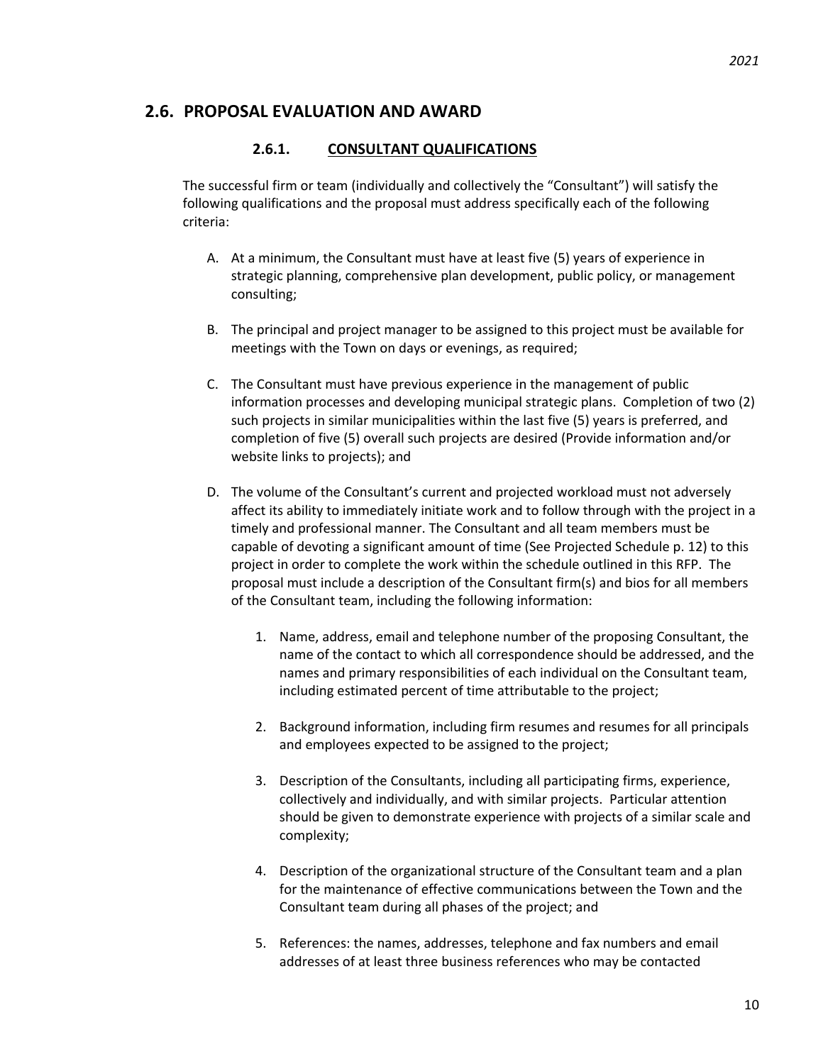## 2.6. PROPOSAL EVALUATION AND AWARD

### 2.6.1. CONSULTANT QUALIFICATIONS

The successful firm or team (individually and collectively the "Consultant") will satisfy the following qualifications and the proposal must address specifically each of the following criteria:

A. At a minimum, the Consultant must have at least five (5) years of experience in strategic planning, comprehensive plan development, public policy, or management consulting;

B. The principal and project manager to be assigned to this project must be available for meetings with the Town on days or evenings, as required;

C. The Consultant must have previous experience in the management of public information processes and developing municipal strategic plans. Completion of two (2) such projects in similar municipalities within the last five (5) years is preferred, and completion of five (5) overall such projects are desired (Provide information and/or website links to projects); and

D. The volume of the Consultant's current and projected workload must not adversely affect its ability to immediately initiate work and to follow through with the project in a timely and professional manner. The Consultant and all team members must be capable of devoting a significant amount of time (See Projected Schedule p. 12) to this project in order to complete the work within the schedule outlined in this RFP. The proposal must include a description of the Consultant firm(s) and bios for all members of the Consultant team, including the following information:

   1. Name, address, email and telephone number of the proposing Consultant, the name of the contact to which all correspondence should be addressed, and the names and primary responsibilities of each individual on the Consultant team, including estimated percent of time attributable to the project;

   2. Background information, including firm resumes and resumes for all principals and employees expected to be assigned to the project;

   3. Description of the Consultants, including all participating firms, experience, collectively and individually, and with similar projects. Particular attention should be given to demonstrate experience with projects of a similar scale and complexity;

   4. Description of the organizational structure of the Consultant team and a plan for the maintenance of effective communications between the Town and the Consultant team during all phases of the project; and

   5. References: the names, addresses, telephone and fax numbers and email addresses of at least three business references who may be contacted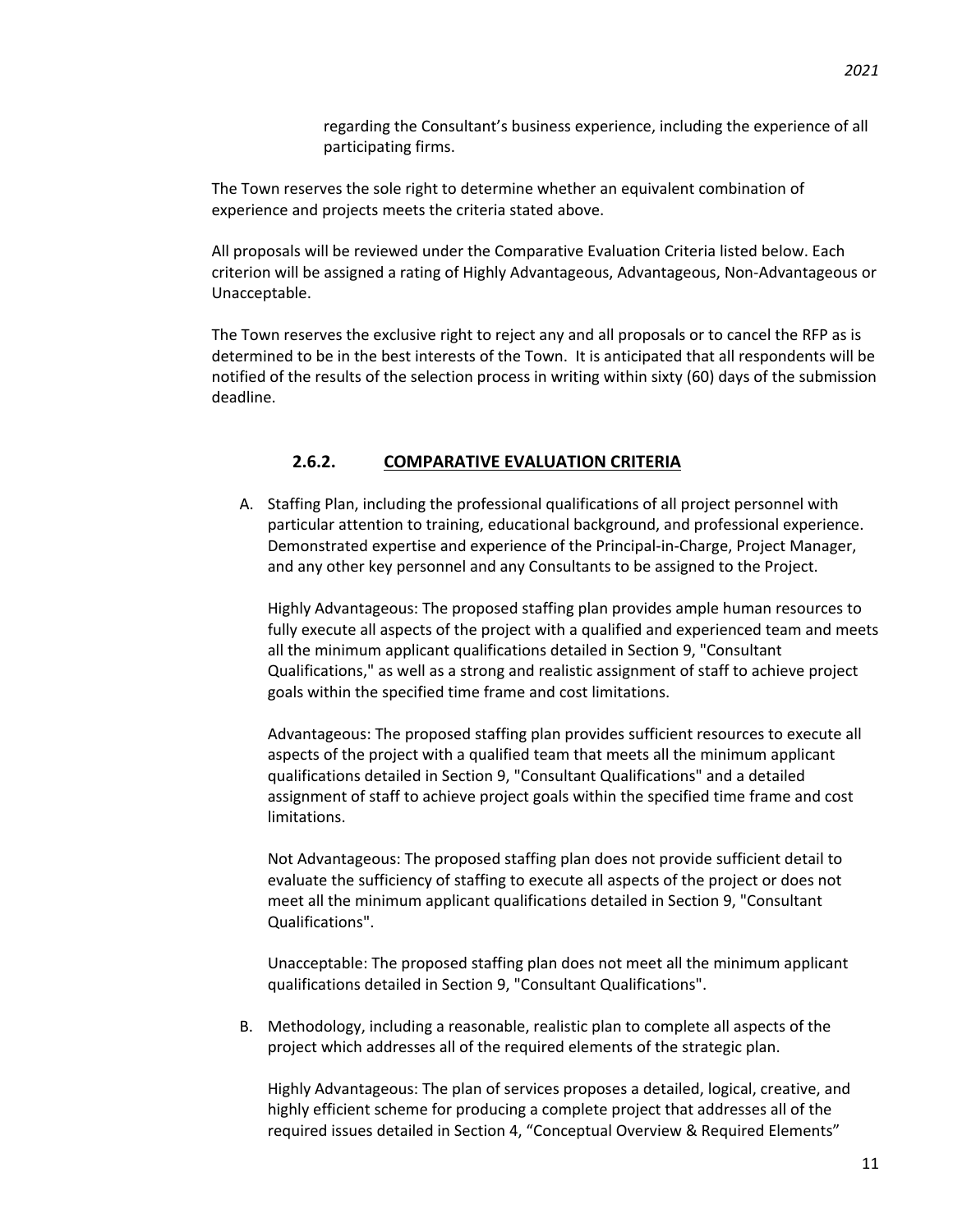regarding the Consultant's business experience, including the experience of all participating firms.

The Town reserves the sole right to determine whether an equivalent combination of experience and projects meets the criteria stated above.

All proposals will be reviewed under the Comparative Evaluation Criteria listed below. Each criterion will be assigned a rating of Highly Advantageous, Advantageous, Non-Advantageous or Unacceptable.

The Town reserves the exclusive right to reject any and all proposals or to cancel the RFP as is determined to be in the best interests of the Town. It is anticipated that all respondents will be notified of the results of the selection process in writing within sixty (60) days of the submission deadline.

### 2.6.2. COMPARATIVE EVALUATION CRITERIA

A. Staffing Plan, including the professional qualifications of all project personnel with particular attention to training, educational background, and professional experience. Demonstrated expertise and experience of the Principal-in-Charge, Project Manager, and any other key personnel and any Consultants to be assigned to the Project.

   Highly Advantageous: The proposed staffing plan provides ample human resources to fully execute all aspects of the project with a qualified and experienced team and meets all the minimum applicant qualifications detailed in Section 9, "Consultant Qualifications," as well as a strong and realistic assignment of staff to achieve project goals within the specified time frame and cost limitations.

   Advantageous: The proposed staffing plan provides sufficient resources to execute all aspects of the project with a qualified team that meets all the minimum applicant qualifications detailed in Section 9, "Consultant Qualifications" and a detailed assignment of staff to achieve project goals within the specified time frame and cost limitations.

   Not Advantageous: The proposed staffing plan does not provide sufficient detail to evaluate the sufficiency of staffing to execute all aspects of the project or does not meet all the minimum applicant qualifications detailed in Section 9, "Consultant Qualifications".

   Unacceptable: The proposed staffing plan does not meet all the minimum applicant qualifications detailed in Section 9, "Consultant Qualifications".

B. Methodology, including a reasonable, realistic plan to complete all aspects of the project which addresses all of the required elements of the strategic plan.

   Highly Advantageous: The plan of services proposes a detailed, logical, creative, and highly efficient scheme for producing a complete project that addresses all of the required issues detailed in Section 4, "Conceptual Overview & Required Elements"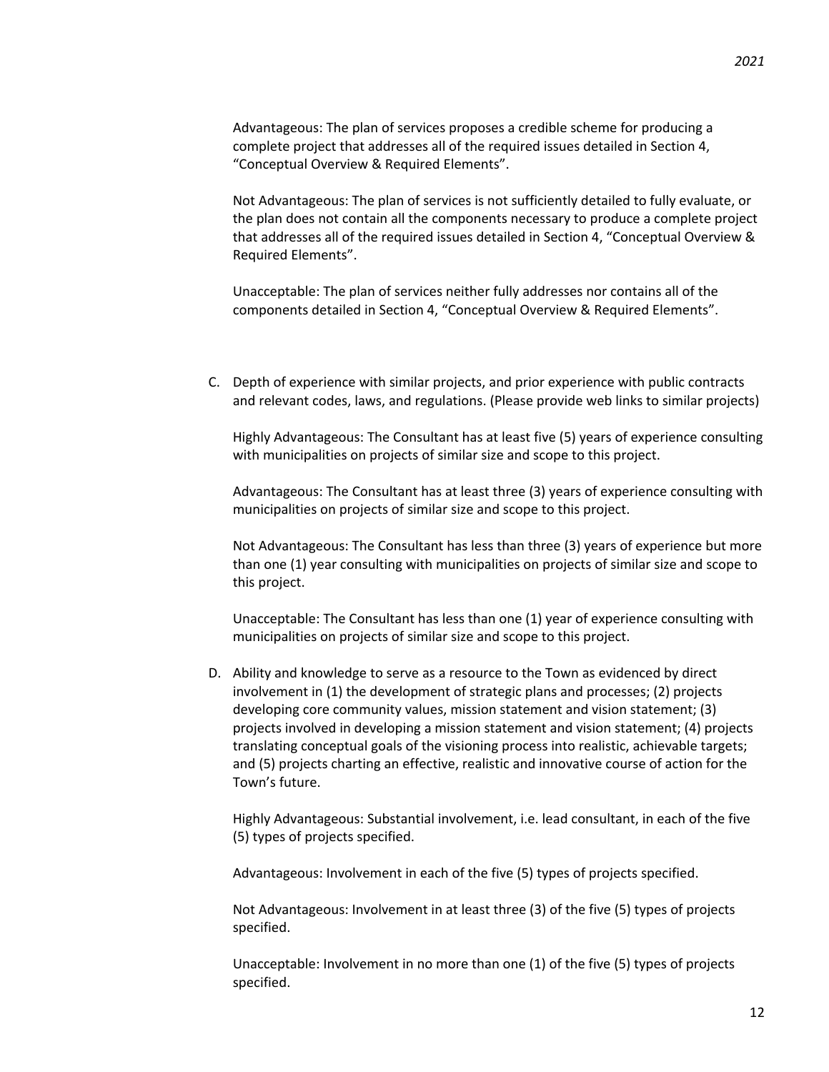Advantageous: The plan of services proposes a credible scheme for producing a complete project that addresses all of the required issues detailed in Section 4, "Conceptual Overview & Required Elements".

Not Advantageous: The plan of services is not sufficiently detailed to fully evaluate, or the plan does not contain all the components necessary to produce a complete project that addresses all of the required issues detailed in Section 4, "Conceptual Overview & Required Elements".

Unacceptable: The plan of services neither fully addresses nor contains all of the components detailed in Section 4, "Conceptual Overview & Required Elements".

C. Depth of experience with similar projects, and prior experience with public contracts and relevant codes, laws, and regulations. (Please provide web links to similar projects)

   Highly Advantageous: The Consultant has at least five (5) years of experience consulting with municipalities on projects of similar size and scope to this project.

   Advantageous: The Consultant has at least three (3) years of experience consulting with municipalities on projects of similar size and scope to this project.

   Not Advantageous: The Consultant has less than three (3) years of experience but more than one (1) year consulting with municipalities on projects of similar size and scope to this project.

   Unacceptable: The Consultant has less than one (1) year of experience consulting with municipalities on projects of similar size and scope to this project.

D. Ability and knowledge to serve as a resource to the Town as evidenced by direct involvement in (1) the development of strategic plans and processes; (2) projects developing core community values, mission statement and vision statement; (3) projects involved in developing a mission statement and vision statement; (4) projects translating conceptual goals of the visioning process into realistic, achievable targets; and (5) projects charting an effective, realistic and innovative course of action for the Town's future.

   Highly Advantageous: Substantial involvement, i.e. lead consultant, in each of the five (5) types of projects specified.

   Advantageous: Involvement in each of the five (5) types of projects specified.

   Not Advantageous: Involvement in at least three (3) of the five (5) types of projects specified.

   Unacceptable: Involvement in no more than one (1) of the five (5) types of projects specified.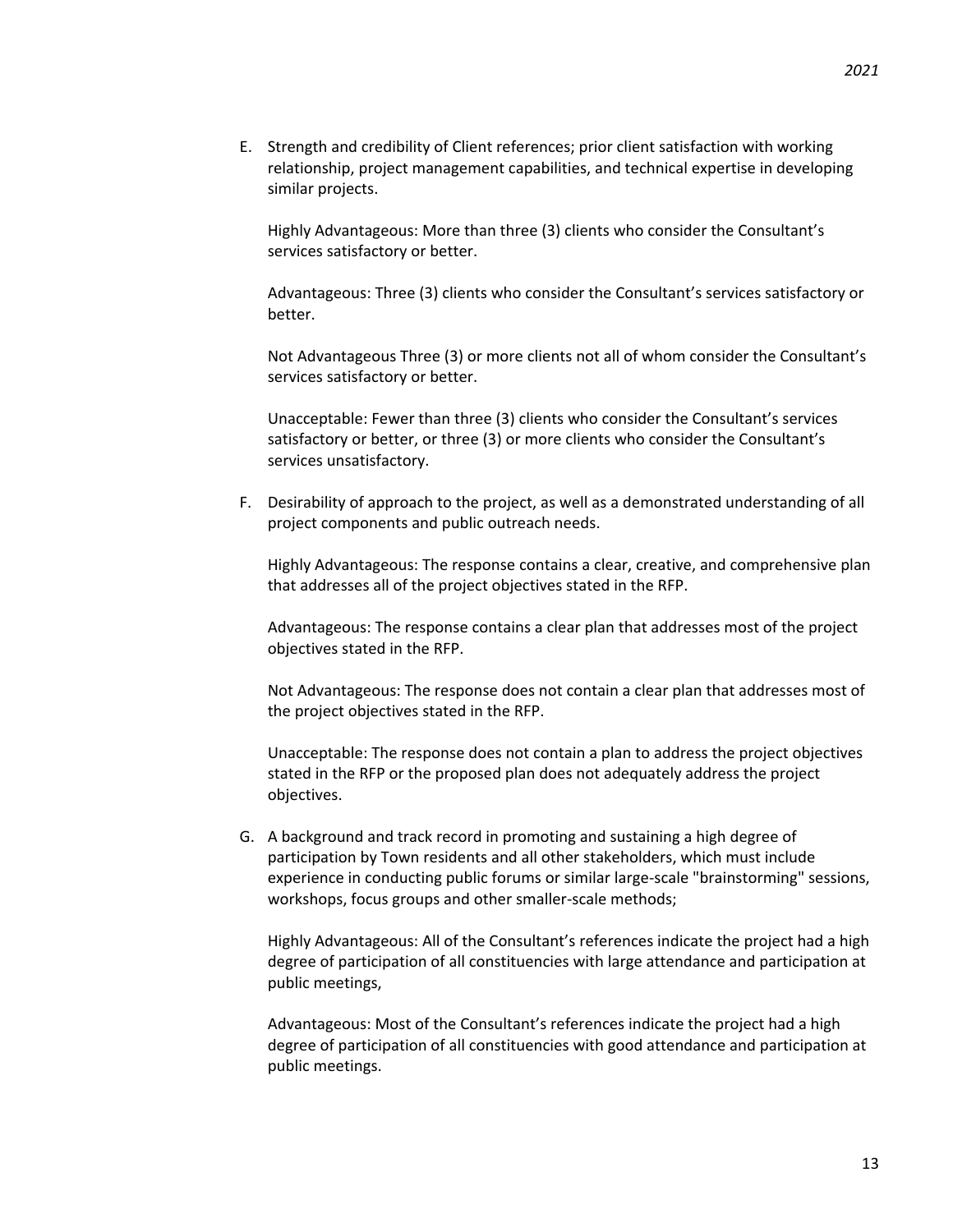E. Strength and credibility of Client references; prior client satisfaction with working relationship, project management capabilities, and technical expertise in developing similar projects.

   Highly Advantageous: More than three (3) clients who consider the Consultant's services satisfactory or better.

   Advantageous: Three (3) clients who consider the Consultant's services satisfactory or better.

   Not Advantageous Three (3) or more clients not all of whom consider the Consultant's services satisfactory or better.

   Unacceptable: Fewer than three (3) clients who consider the Consultant's services satisfactory or better, or three (3) or more clients who consider the Consultant's services unsatisfactory.

F. Desirability of approach to the project, as well as a demonstrated understanding of all project components and public outreach needs.

   Highly Advantageous: The response contains a clear, creative, and comprehensive plan that addresses all of the project objectives stated in the RFP.

   Advantageous: The response contains a clear plan that addresses most of the project objectives stated in the RFP.

   Not Advantageous: The response does not contain a clear plan that addresses most of the project objectives stated in the RFP.

   Unacceptable: The response does not contain a plan to address the project objectives stated in the RFP or the proposed plan does not adequately address the project objectives.

G. A background and track record in promoting and sustaining a high degree of participation by Town residents and all other stakeholders, which must include experience in conducting public forums or similar large-scale "brainstorming" sessions, workshops, focus groups and other smaller-scale methods;

   Highly Advantageous: All of the Consultant's references indicate the project had a high degree of participation of all constituencies with large attendance and participation at public meetings,

   Advantageous: Most of the Consultant's references indicate the project had a high degree of participation of all constituencies with good attendance and participation at public meetings.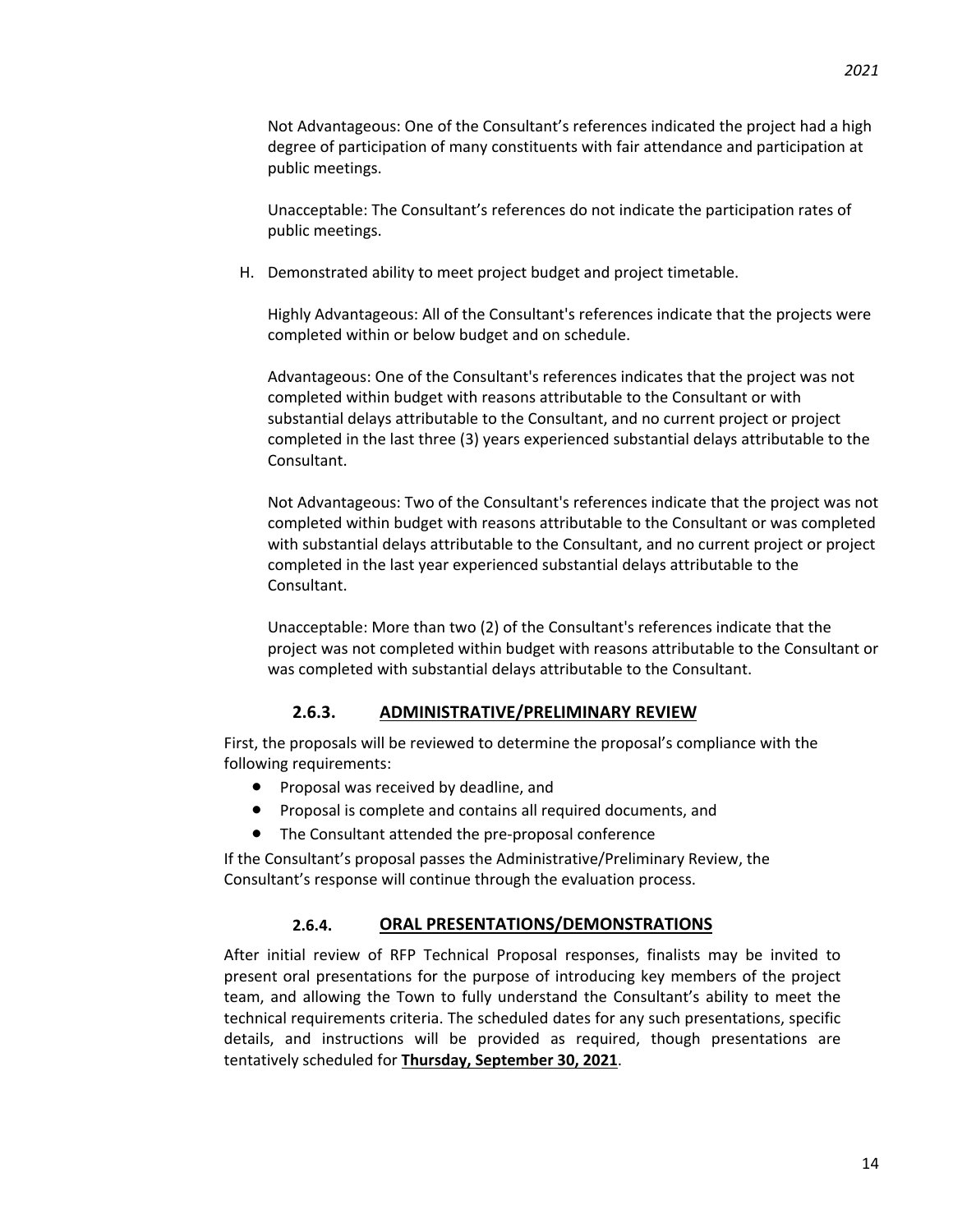Not Advantageous: One of the Consultant's references indicated the project had a high degree of participation of many constituents with fair attendance and participation at public meetings.

Unacceptable: The Consultant's references do not indicate the participation rates of public meetings.

H. Demonstrated ability to meet project budget and project timetable.

Highly Advantageous: All of the Consultant's references indicate that the projects were completed within or below budget and on schedule.

Advantageous: One of the Consultant's references indicates that the project was not completed within budget with reasons attributable to the Consultant or with substantial delays attributable to the Consultant, and no current project or project completed in the last three (3) years experienced substantial delays attributable to the Consultant.

Not Advantageous: Two of the Consultant's references indicate that the project was not completed within budget with reasons attributable to the Consultant or was completed with substantial delays attributable to the Consultant, and no current project or project completed in the last year experienced substantial delays attributable to the Consultant.

Unacceptable: More than two (2) of the Consultant's references indicate that the project was not completed within budget with reasons attributable to the Consultant or was completed with substantial delays attributable to the Consultant.

### 2.6.3. ADMINISTRATIVE/PRELIMINARY REVIEW

First, the proposals will be reviewed to determine the proposal's compliance with the following requirements:

- Proposal was received by deadline, and
- Proposal is complete and contains all required documents, and
- The Consultant attended the pre-proposal conference

If the Consultant's proposal passes the Administrative/Preliminary Review, the Consultant's response will continue through the evaluation process.

### 2.6.4. ORAL PRESENTATIONS/DEMONSTRATIONS

After initial review of RFP Technical Proposal responses, finalists may be invited to present oral presentations for the purpose of introducing key members of the project team, and allowing the Town to fully understand the Consultant's ability to meet the technical requirements criteria. The scheduled dates for any such presentations, specific details, and instructions will be provided as required, though presentations are tentatively scheduled for **Thursday, September 30, 2021**.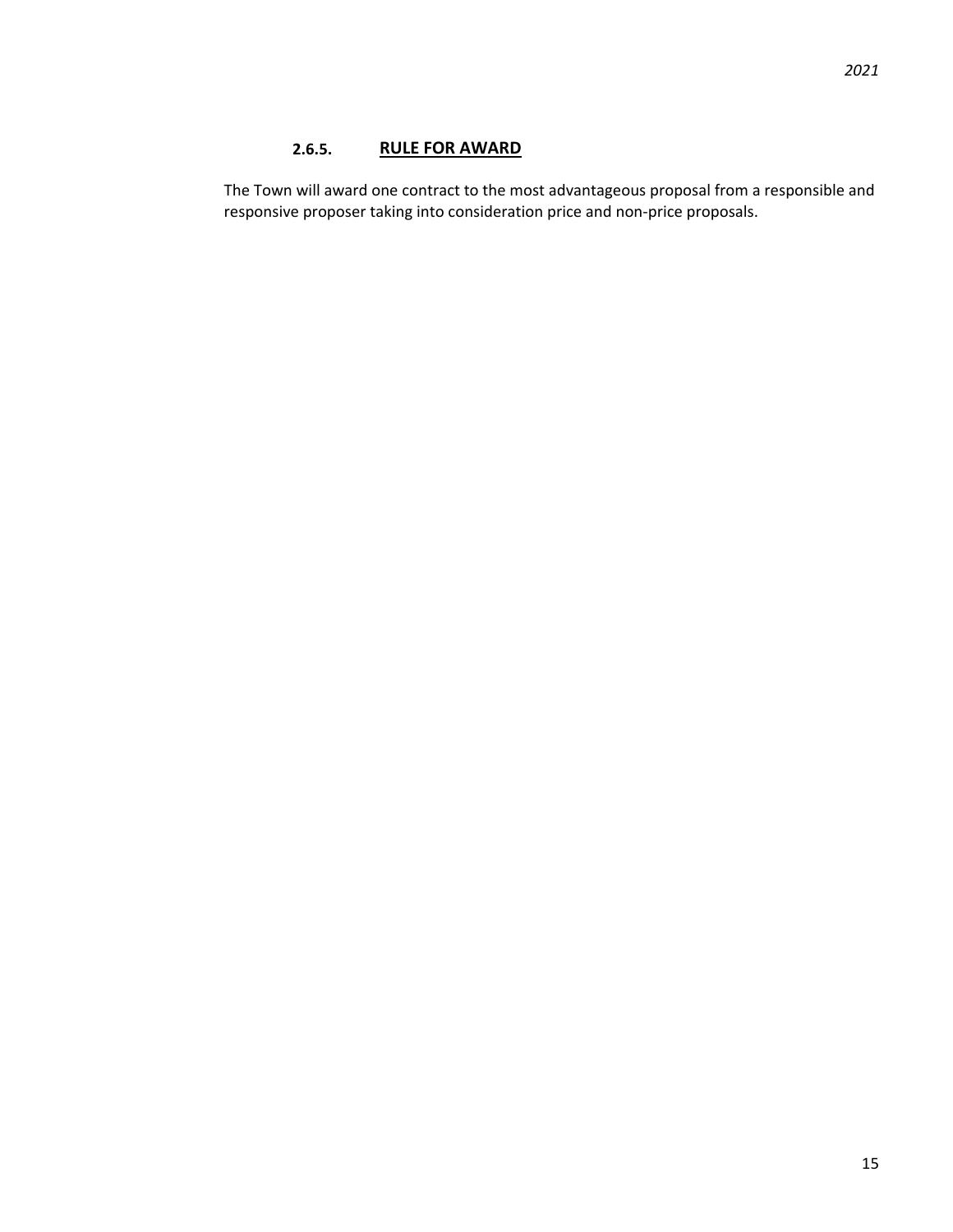#### 2.6.5. RULE FOR AWARD

The Town will award one contract to the most advantageous proposal from a responsible and responsive proposer taking into consideration price and non-price proposals.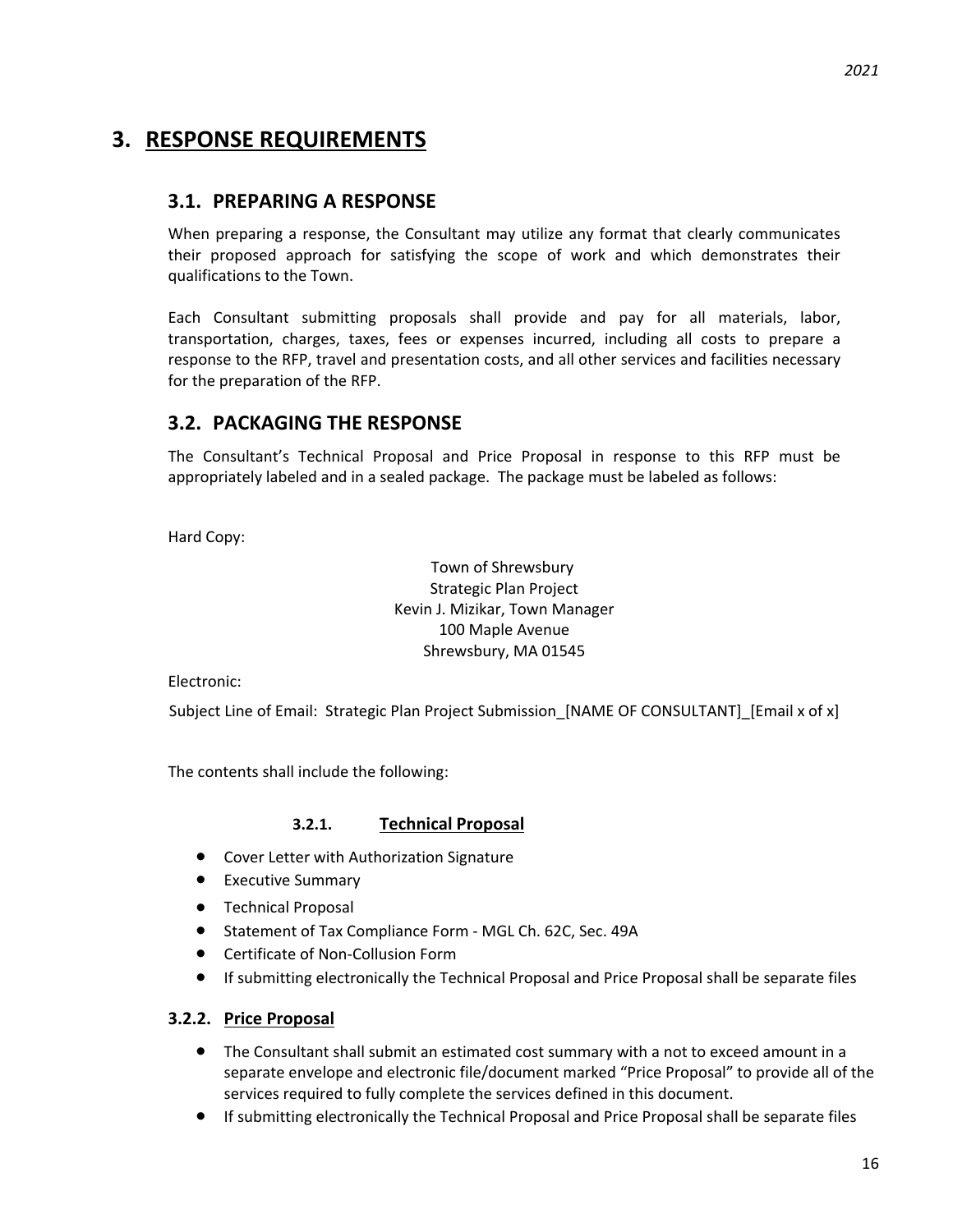# 3. RESPONSE REQUIREMENTS

## 3.1. PREPARING A RESPONSE

When preparing a response, the Consultant may utilize any format that clearly communicates their proposed approach for satisfying the scope of work and which demonstrates their qualifications to the Town.

Each Consultant submitting proposals shall provide and pay for all materials, labor, transportation, charges, taxes, fees or expenses incurred, including all costs to prepare a response to the RFP, travel and presentation costs, and all other services and facilities necessary for the preparation of the RFP.

## 3.2. PACKAGING THE RESPONSE

The Consultant's Technical Proposal and Price Proposal in response to this RFP must be appropriately labeled and in a sealed package. The package must be labeled as follows:

Hard Copy:

Town of Shrewsbury
Strategic Plan Project
Kevin J. Mizikar, Town Manager
100 Maple Avenue
Shrewsbury, MA 01545

Electronic:

Subject Line of Email: Strategic Plan Project Submission_[NAME OF CONSULTANT]_[Email x of x]

The contents shall include the following:

### 3.2.1. Technical Proposal

- Cover Letter with Authorization Signature
- Executive Summary
- Technical Proposal
- Statement of Tax Compliance Form - MGL Ch. 62C, Sec. 49A
- Certificate of Non-Collusion Form
- If submitting electronically the Technical Proposal and Price Proposal shall be separate files

### 3.2.2. Price Proposal

- The Consultant shall submit an estimated cost summary with a not to exceed amount in a separate envelope and electronic file/document marked "Price Proposal" to provide all of the services required to fully complete the services defined in this document.
- If submitting electronically the Technical Proposal and Price Proposal shall be separate files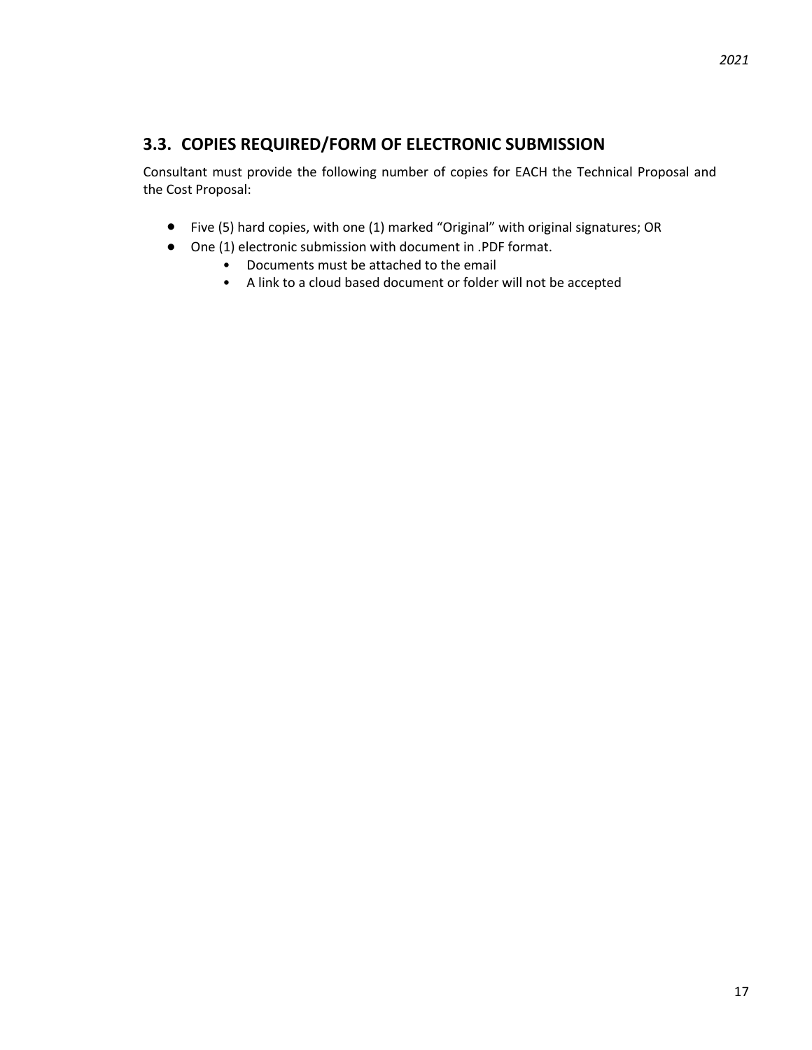## 3.3. COPIES REQUIRED/FORM OF ELECTRONIC SUBMISSION

Consultant must provide the following number of copies for EACH the Technical Proposal and the Cost Proposal:

- Five (5) hard copies, with one (1) marked "Original" with original signatures; OR
- One (1) electronic submission with document in .PDF format.
  - Documents must be attached to the email
  - A link to a cloud based document or folder will not be accepted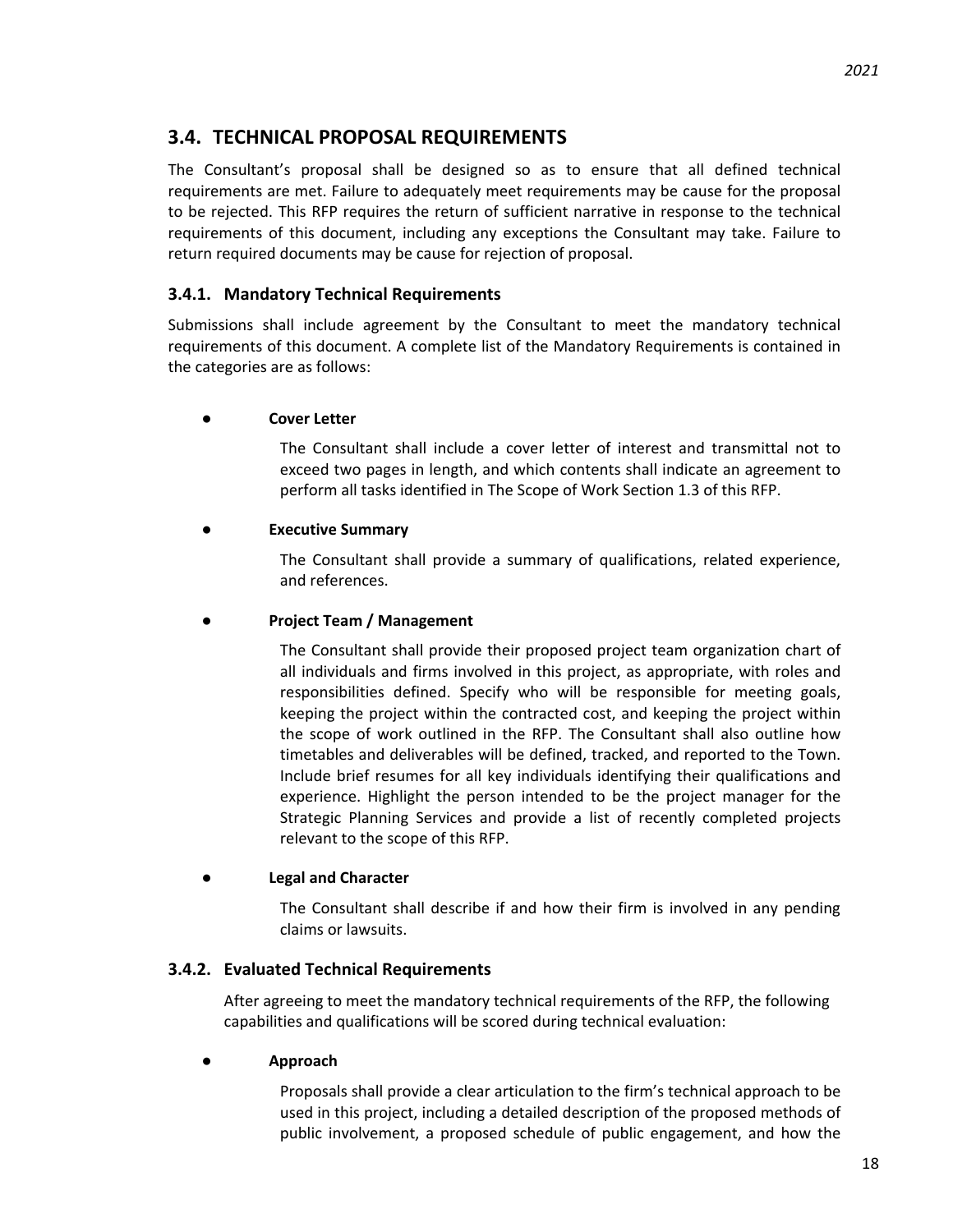## 3.4. TECHNICAL PROPOSAL REQUIREMENTS

The Consultant's proposal shall be designed so as to ensure that all defined technical requirements are met. Failure to adequately meet requirements may be cause for the proposal to be rejected. This RFP requires the return of sufficient narrative in response to the technical requirements of this document, including any exceptions the Consultant may take. Failure to return required documents may be cause for rejection of proposal.

### 3.4.1. Mandatory Technical Requirements

Submissions shall include agreement by the Consultant to meet the mandatory technical requirements of this document. A complete list of the Mandatory Requirements is contained in the categories are as follows:

- **Cover Letter**

  The Consultant shall include a cover letter of interest and transmittal not to exceed two pages in length, and which contents shall indicate an agreement to perform all tasks identified in The Scope of Work Section 1.3 of this RFP.

- **Executive Summary**

  The Consultant shall provide a summary of qualifications, related experience, and references.

- **Project Team / Management**

  The Consultant shall provide their proposed project team organization chart of all individuals and firms involved in this project, as appropriate, with roles and responsibilities defined. Specify who will be responsible for meeting goals, keeping the project within the contracted cost, and keeping the project within the scope of work outlined in the RFP. The Consultant shall also outline how timetables and deliverables will be defined, tracked, and reported to the Town. Include brief resumes for all key individuals identifying their qualifications and experience. Highlight the person intended to be the project manager for the Strategic Planning Services and provide a list of recently completed projects relevant to the scope of this RFP.

- **Legal and Character**

  The Consultant shall describe if and how their firm is involved in any pending claims or lawsuits.

### 3.4.2. Evaluated Technical Requirements

After agreeing to meet the mandatory technical requirements of the RFP, the following capabilities and qualifications will be scored during technical evaluation:

- **Approach**

  Proposals shall provide a clear articulation to the firm's technical approach to be used in this project, including a detailed description of the proposed methods of public involvement, a proposed schedule of public engagement, and how the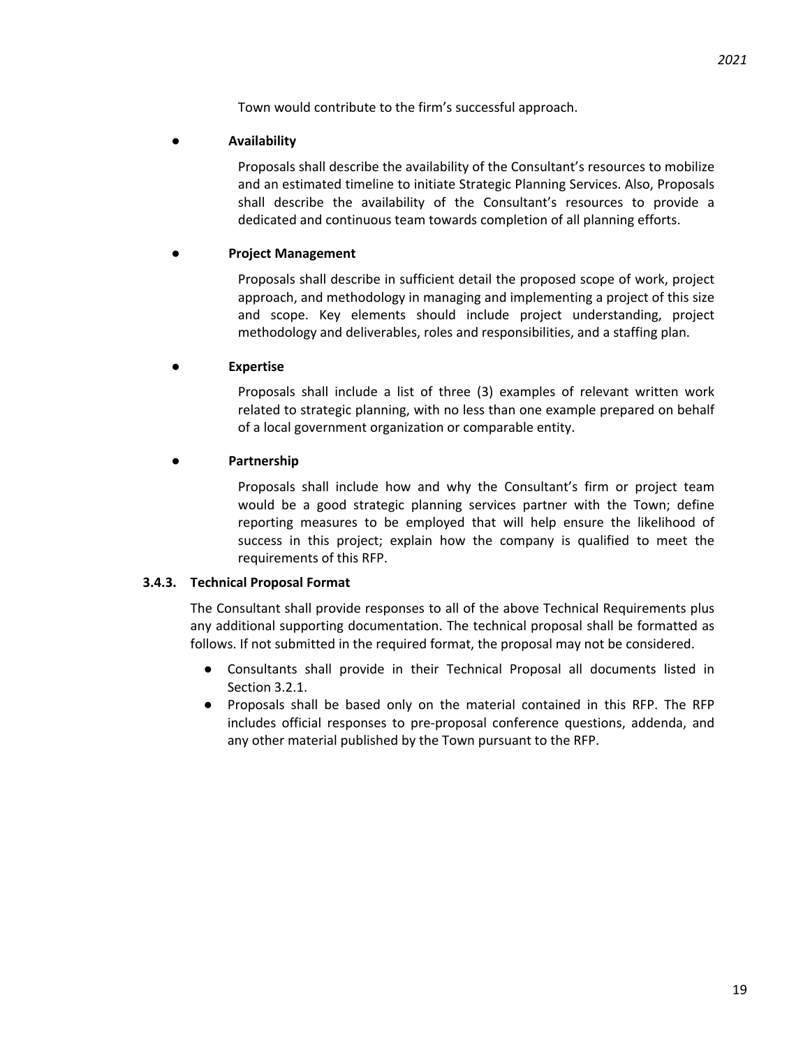Town would contribute to the firm's successful approach.

- **Availability**

  Proposals shall describe the availability of the Consultant's resources to mobilize and an estimated timeline to initiate Strategic Planning Services. Also, Proposals shall describe the availability of the Consultant's resources to provide a dedicated and continuous team towards completion of all planning efforts.

- **Project Management**

  Proposals shall describe in sufficient detail the proposed scope of work, project approach, and methodology in managing and implementing a project of this size and scope. Key elements should include project understanding, project methodology and deliverables, roles and responsibilities, and a staffing plan.

- **Expertise**

  Proposals shall include a list of three (3) examples of relevant written work related to strategic planning, with no less than one example prepared on behalf of a local government organization or comparable entity.

- **Partnership**

  Proposals shall include how and why the Consultant's firm or project team would be a good strategic planning services partner with the Town; define reporting measures to be employed that will help ensure the likelihood of success in this project; explain how the company is qualified to meet the requirements of this RFP.

#### 3.4.3. Technical Proposal Format

The Consultant shall provide responses to all of the above Technical Requirements plus any additional supporting documentation. The technical proposal shall be formatted as follows. If not submitted in the required format, the proposal may not be considered.

- Consultants shall provide in their Technical Proposal all documents listed in Section 3.2.1.
- Proposals shall be based only on the material contained in this RFP. The RFP includes official responses to pre-proposal conference questions, addenda, and any other material published by the Town pursuant to the RFP.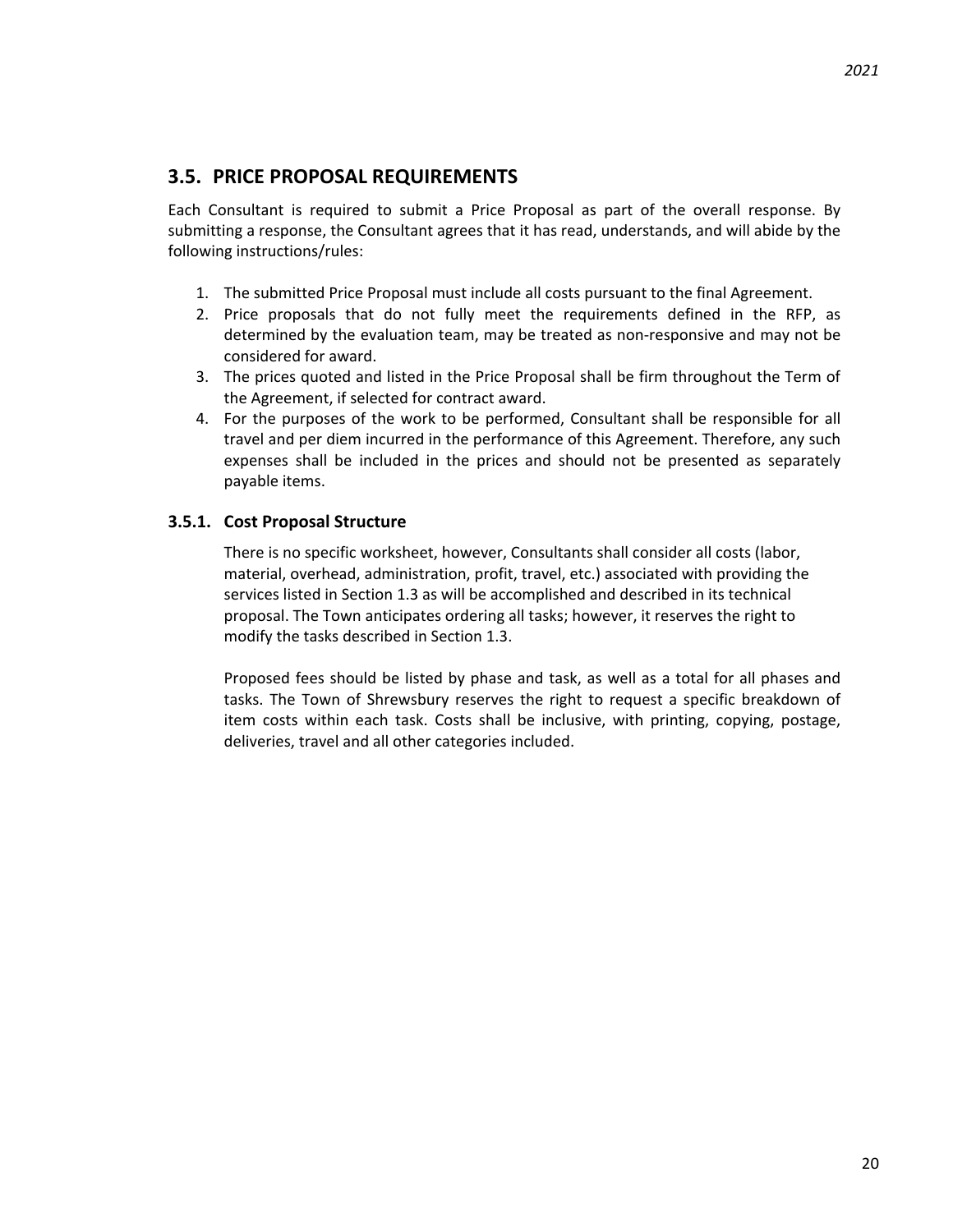## 3.5. PRICE PROPOSAL REQUIREMENTS

Each Consultant is required to submit a Price Proposal as part of the overall response. By submitting a response, the Consultant agrees that it has read, understands, and will abide by the following instructions/rules:

1. The submitted Price Proposal must include all costs pursuant to the final Agreement.
2. Price proposals that do not fully meet the requirements defined in the RFP, as determined by the evaluation team, may be treated as non-responsive and may not be considered for award.
3. The prices quoted and listed in the Price Proposal shall be firm throughout the Term of the Agreement, if selected for contract award.
4. For the purposes of the work to be performed, Consultant shall be responsible for all travel and per diem incurred in the performance of this Agreement. Therefore, any such expenses shall be included in the prices and should not be presented as separately payable items.

### 3.5.1. Cost Proposal Structure

There is no specific worksheet, however, Consultants shall consider all costs (labor, material, overhead, administration, profit, travel, etc.) associated with providing the services listed in Section 1.3 as will be accomplished and described in its technical proposal. The Town anticipates ordering all tasks; however, it reserves the right to modify the tasks described in Section 1.3.

Proposed fees should be listed by phase and task, as well as a total for all phases and tasks. The Town of Shrewsbury reserves the right to request a specific breakdown of item costs within each task. Costs shall be inclusive, with printing, copying, postage, deliveries, travel and all other categories included.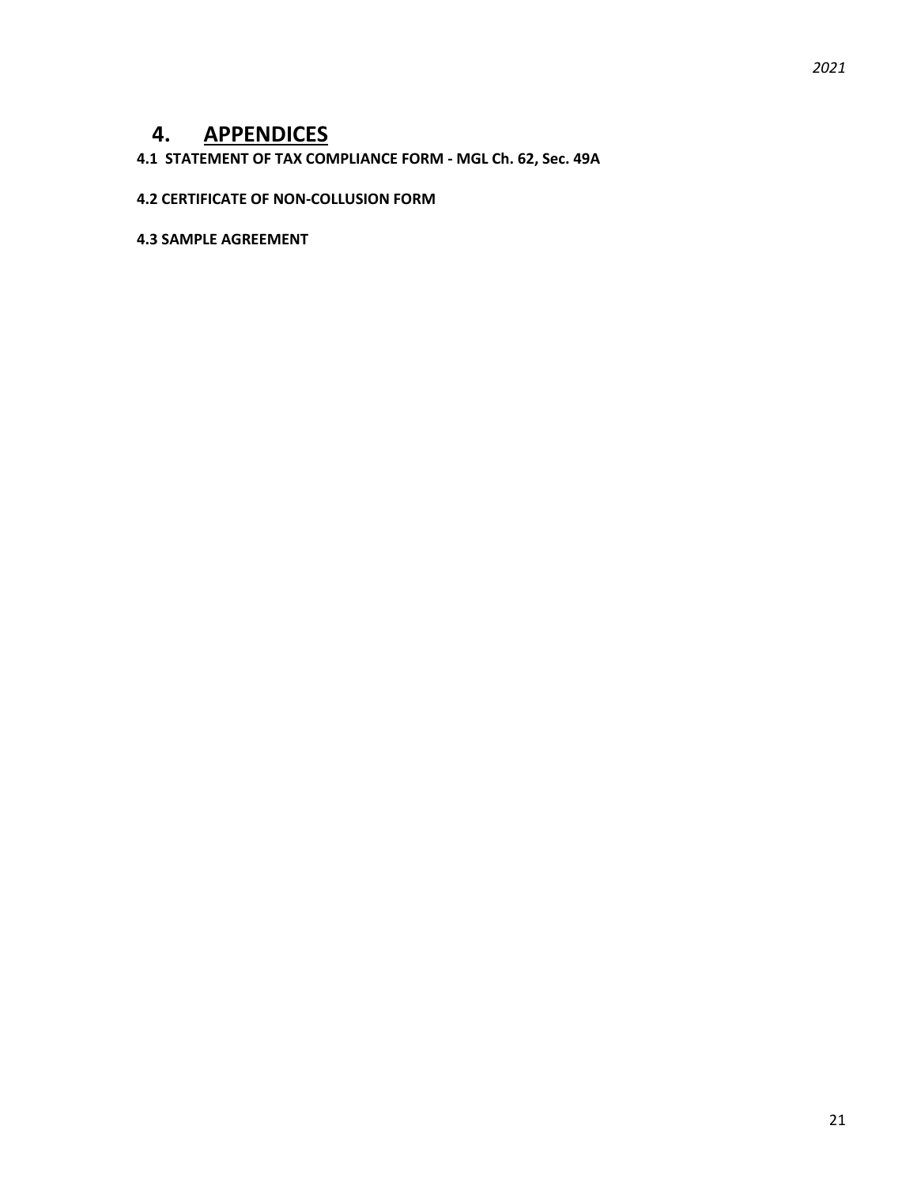# 4. APPENDICES

**4.1 STATEMENT OF TAX COMPLIANCE FORM - MGL Ch. 62, Sec. 49A**

**4.2 CERTIFICATE OF NON-COLLUSION FORM**

**4.3 SAMPLE AGREEMENT**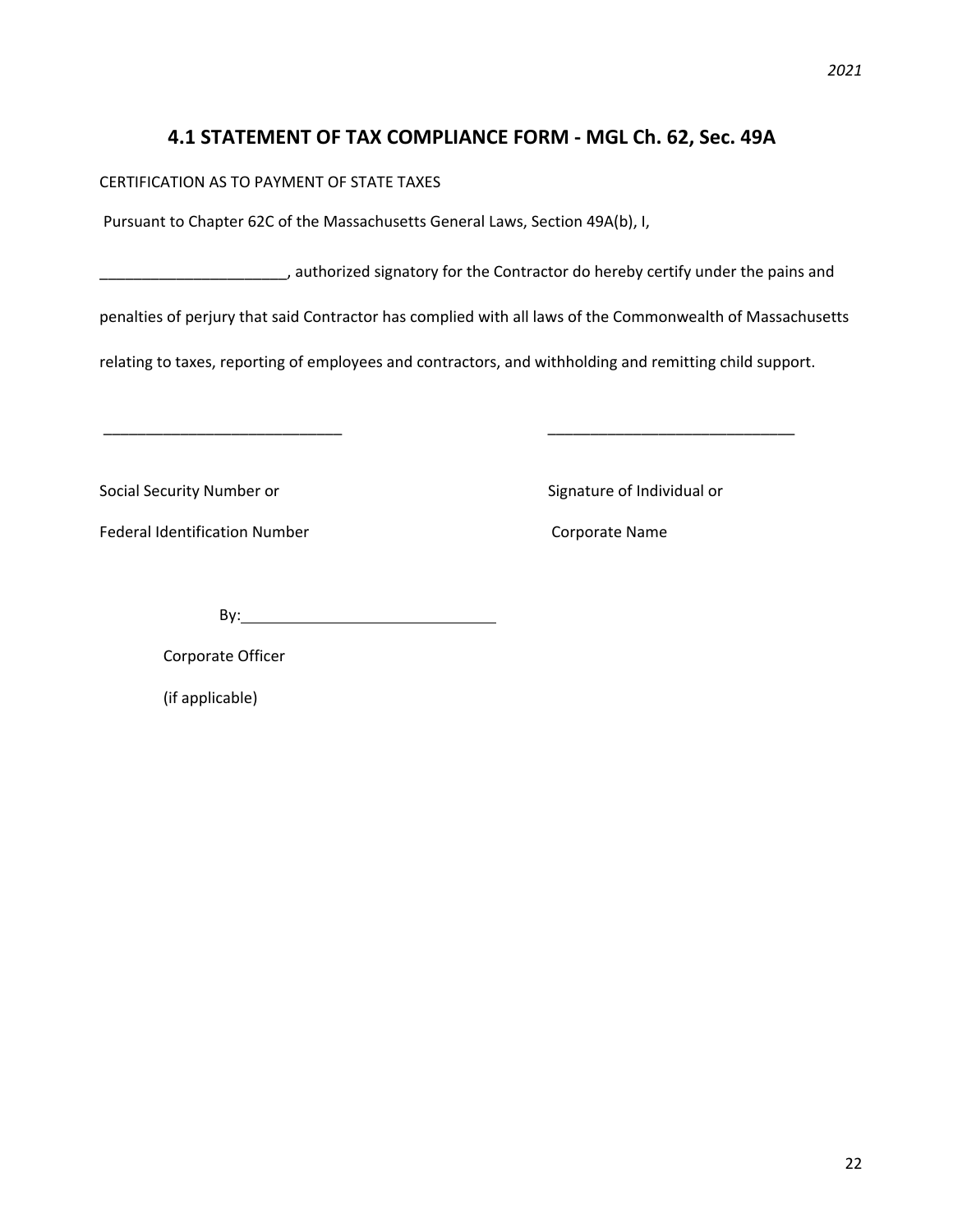## 4.1 STATEMENT OF TAX COMPLIANCE FORM - MGL Ch. 62, Sec. 49A

CERTIFICATION AS TO PAYMENT OF STATE TAXES

Pursuant to Chapter 62C of the Massachusetts General Laws, Section 49A(b), I,

______________________, authorized signatory for the Contractor do hereby certify under the pains and penalties of perjury that said Contractor has complied with all laws of the Commonwealth of Massachusetts relating to taxes, reporting of employees and contractors, and withholding and remitting child support.

_____________________________ _____________________________

Social Security Number or  
Federal Identification Number

Signature of Individual or  
Corporate Name

By: ______________________________

Corporate Officer  
(if applicable)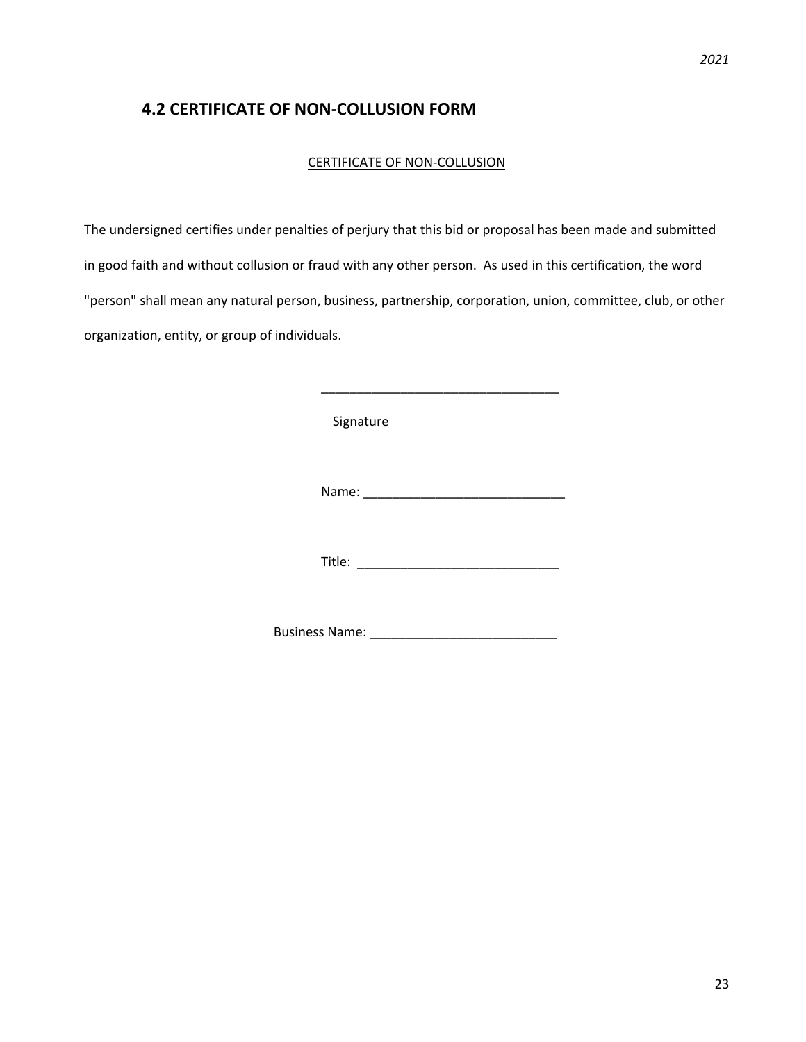## 4.2 CERTIFICATE OF NON-COLLUSION FORM

CERTIFICATE OF NON-COLLUSION

The undersigned certifies under penalties of perjury that this bid or proposal has been made and submitted in good faith and without collusion or fraud with any other person. As used in this certification, the word "person" shall mean any natural person, business, partnership, corporation, union, committee, club, or other organization, entity, or group of individuals.

\_\_\_\_\_\_\_\_\_\_\_\_\_\_\_\_\_\_\_\_\_\_\_\_\_\_\_\_\_\_\_\_\_\_

Signature

Name: \_\_\_\_\_\_\_\_\_\_\_\_\_\_\_\_\_\_\_\_\_\_\_\_\_\_\_\_\_

Title: \_\_\_\_\_\_\_\_\_\_\_\_\_\_\_\_\_\_\_\_\_\_\_\_\_\_\_\_\_

Business Name: \_\_\_\_\_\_\_\_\_\_\_\_\_\_\_\_\_\_\_\_\_\_\_\_\_\_\_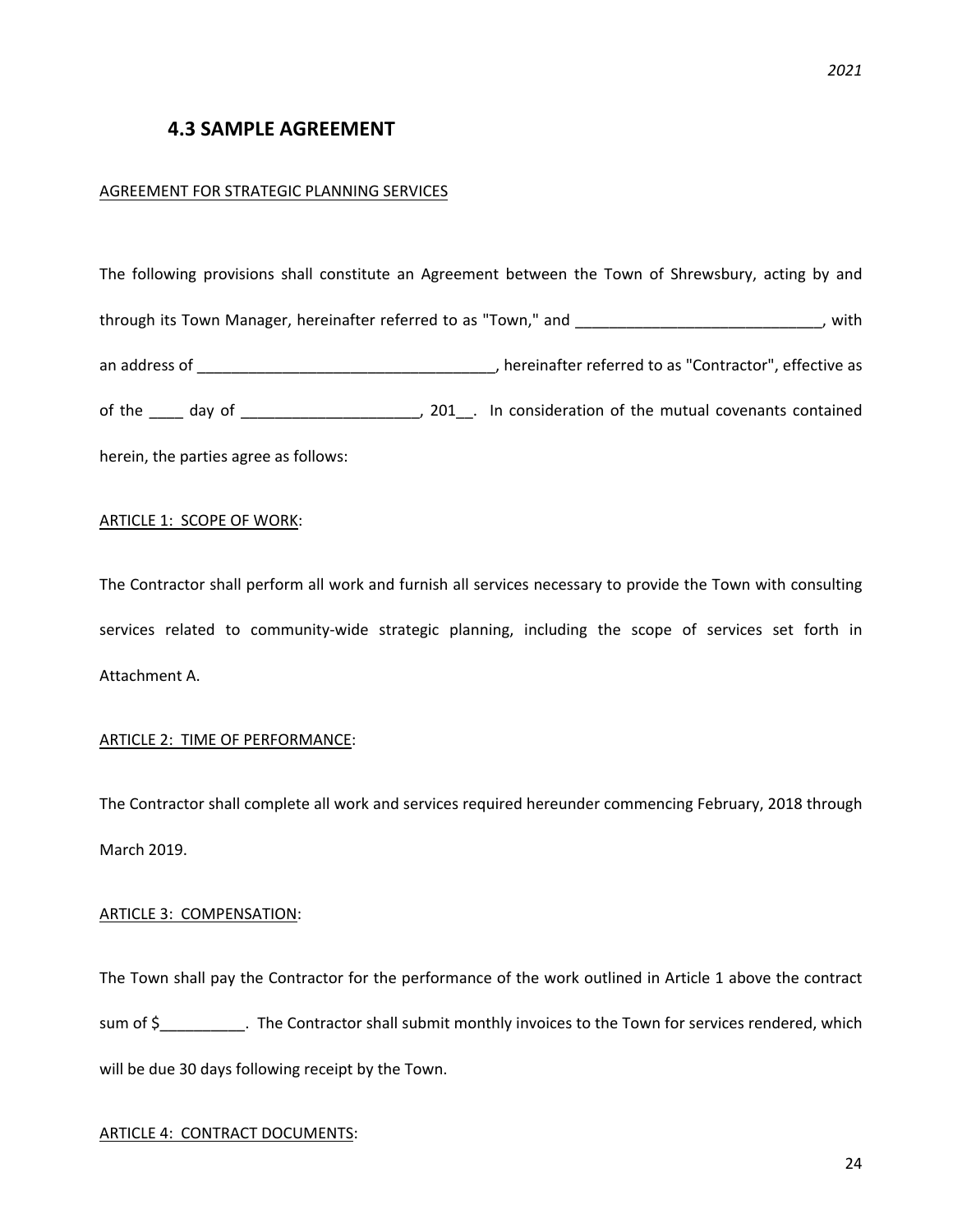## 4.3 SAMPLE AGREEMENT

AGREEMENT FOR STRATEGIC PLANNING SERVICES

The following provisions shall constitute an Agreement between the Town of Shrewsbury, acting by and through its Town Manager, hereinafter referred to as "Town," and _____________________________, with an address of ___________________________________, hereinafter referred to as "Contractor", effective as of the ____ day of _____________________, 201__. In consideration of the mutual covenants contained herein, the parties agree as follows:

ARTICLE 1: SCOPE OF WORK:

The Contractor shall perform all work and furnish all services necessary to provide the Town with consulting services related to community-wide strategic planning, including the scope of services set forth in Attachment A.

ARTICLE 2: TIME OF PERFORMANCE:

The Contractor shall complete all work and services required hereunder commencing February, 2018 through March 2019.

ARTICLE 3: COMPENSATION:

The Town shall pay the Contractor for the performance of the work outlined in Article 1 above the contract sum of $__________. The Contractor shall submit monthly invoices to the Town for services rendered, which will be due 30 days following receipt by the Town.

ARTICLE 4: CONTRACT DOCUMENTS: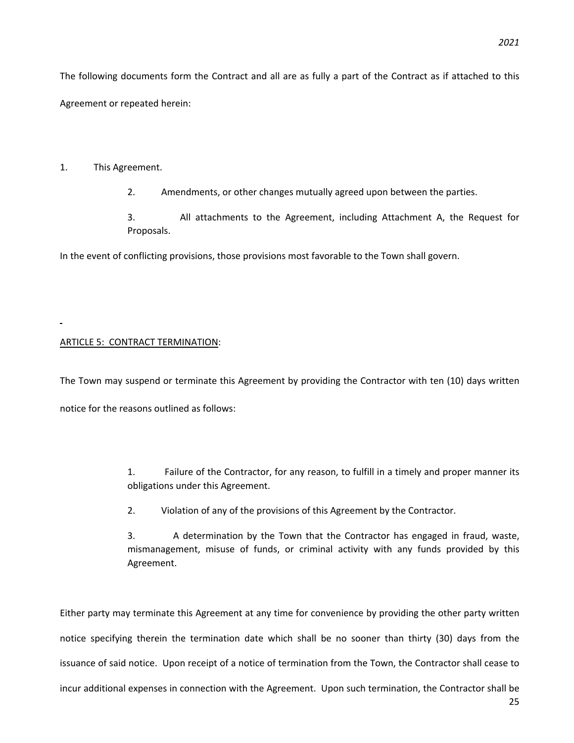The following documents form the Contract and all are as fully a part of the Contract as if attached to this Agreement or repeated herein:

1. This Agreement.

2. Amendments, or other changes mutually agreed upon between the parties.

3. All attachments to the Agreement, including Attachment A, the Request for Proposals.

In the event of conflicting provisions, those provisions most favorable to the Town shall govern.

ARTICLE 5: CONTRACT TERMINATION:

The Town may suspend or terminate this Agreement by providing the Contractor with ten (10) days written notice for the reasons outlined as follows:

1. Failure of the Contractor, for any reason, to fulfill in a timely and proper manner its obligations under this Agreement.

2. Violation of any of the provisions of this Agreement by the Contractor.

3. A determination by the Town that the Contractor has engaged in fraud, waste, mismanagement, misuse of funds, or criminal activity with any funds provided by this Agreement.

Either party may terminate this Agreement at any time for convenience by providing the other party written notice specifying therein the termination date which shall be no sooner than thirty (30) days from the issuance of said notice. Upon receipt of a notice of termination from the Town, the Contractor shall cease to incur additional expenses in connection with the Agreement. Upon such termination, the Contractor shall be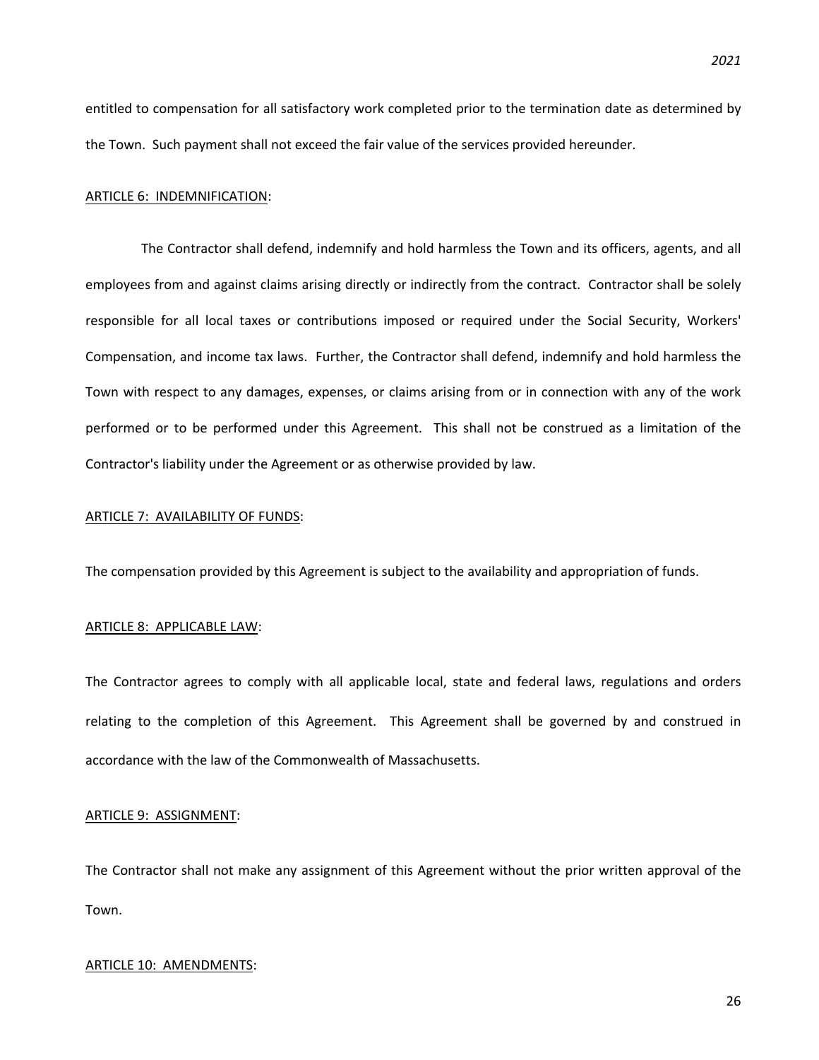entitled to compensation for all satisfactory work completed prior to the termination date as determined by the Town. Such payment shall not exceed the fair value of the services provided hereunder.

ARTICLE 6: INDEMNIFICATION:

The Contractor shall defend, indemnify and hold harmless the Town and its officers, agents, and all employees from and against claims arising directly or indirectly from the contract. Contractor shall be solely responsible for all local taxes or contributions imposed or required under the Social Security, Workers' Compensation, and income tax laws. Further, the Contractor shall defend, indemnify and hold harmless the Town with respect to any damages, expenses, or claims arising from or in connection with any of the work performed or to be performed under this Agreement. This shall not be construed as a limitation of the Contractor's liability under the Agreement or as otherwise provided by law.

ARTICLE 7: AVAILABILITY OF FUNDS:

The compensation provided by this Agreement is subject to the availability and appropriation of funds.

ARTICLE 8: APPLICABLE LAW:

The Contractor agrees to comply with all applicable local, state and federal laws, regulations and orders relating to the completion of this Agreement. This Agreement shall be governed by and construed in accordance with the law of the Commonwealth of Massachusetts.

ARTICLE 9: ASSIGNMENT:

The Contractor shall not make any assignment of this Agreement without the prior written approval of the Town.

ARTICLE 10: AMENDMENTS: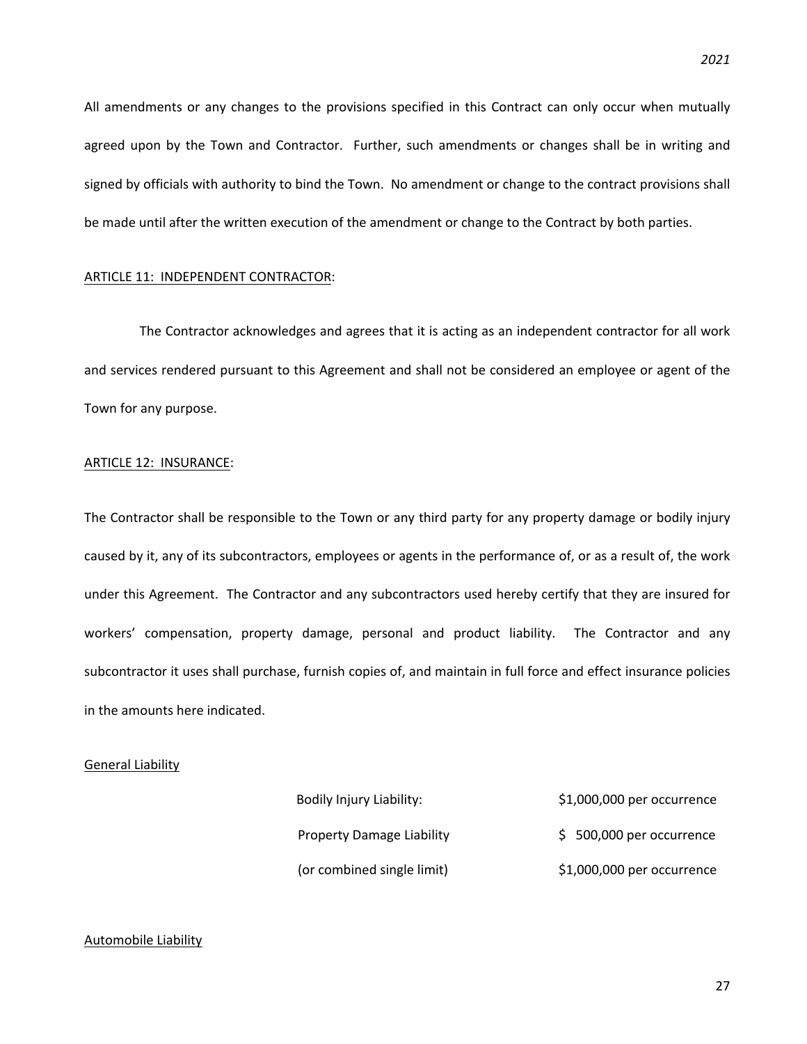All amendments or any changes to the provisions specified in this Contract can only occur when mutually agreed upon by the Town and Contractor. Further, such amendments or changes shall be in writing and signed by officials with authority to bind the Town. No amendment or change to the contract provisions shall be made until after the written execution of the amendment or change to the Contract by both parties.

<u>ARTICLE 11: INDEPENDENT CONTRACTOR</u>:

The Contractor acknowledges and agrees that it is acting as an independent contractor for all work and services rendered pursuant to this Agreement and shall not be considered an employee or agent of the Town for any purpose.

<u>ARTICLE 12: INSURANCE</u>:

The Contractor shall be responsible to the Town or any third party for any property damage or bodily injury caused by it, any of its subcontractors, employees or agents in the performance of, or as a result of, the work under this Agreement. The Contractor and any subcontractors used hereby certify that they are insured for workers' compensation, property damage, personal and product liability. The Contractor and any subcontractor it uses shall purchase, furnish copies of, and maintain in full force and effect insurance policies in the amounts here indicated.

<u>General Liability</u>

| | |
|---|---|
| Bodily Injury Liability: | $1,000,000 per occurrence |
| Property Damage Liability | $ 500,000 per occurrence |
| (or combined single limit) | $1,000,000 per occurrence |

<u>Automobile Liability</u>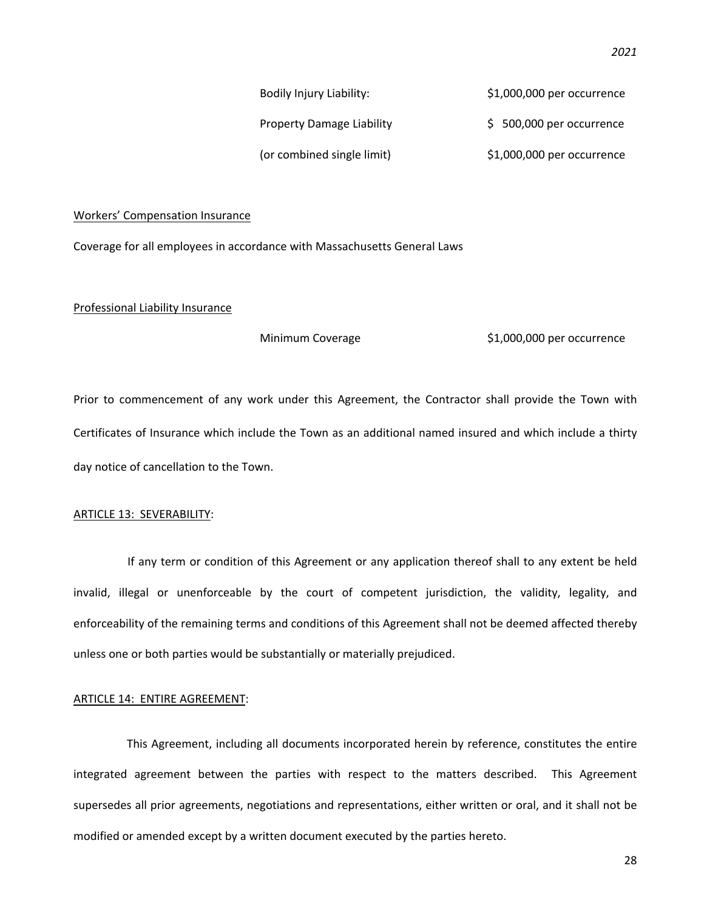| | |
|---|---|
| Bodily Injury Liability: | $1,000,000 per occurrence |
| Property Damage Liability | $ 500,000 per occurrence |
| (or combined single limit) | $1,000,000 per occurrence |

<u>Workers' Compensation Insurance</u>

Coverage for all employees in accordance with Massachusetts General Laws

<u>Professional Liability Insurance</u>

| | |
|---|---|
| Minimum Coverage | $1,000,000 per occurrence |

Prior to commencement of any work under this Agreement, the Contractor shall provide the Town with Certificates of Insurance which include the Town as an additional named insured and which include a thirty day notice of cancellation to the Town.

<u>ARTICLE 13: SEVERABILITY</u>:

If any term or condition of this Agreement or any application thereof shall to any extent be held invalid, illegal or unenforceable by the court of competent jurisdiction, the validity, legality, and enforceability of the remaining terms and conditions of this Agreement shall not be deemed affected thereby unless one or both parties would be substantially or materially prejudiced.

<u>ARTICLE 14: ENTIRE AGREEMENT</u>:

This Agreement, including all documents incorporated herein by reference, constitutes the entire integrated agreement between the parties with respect to the matters described. This Agreement supersedes all prior agreements, negotiations and representations, either written or oral, and it shall not be modified or amended except by a written document executed by the parties hereto.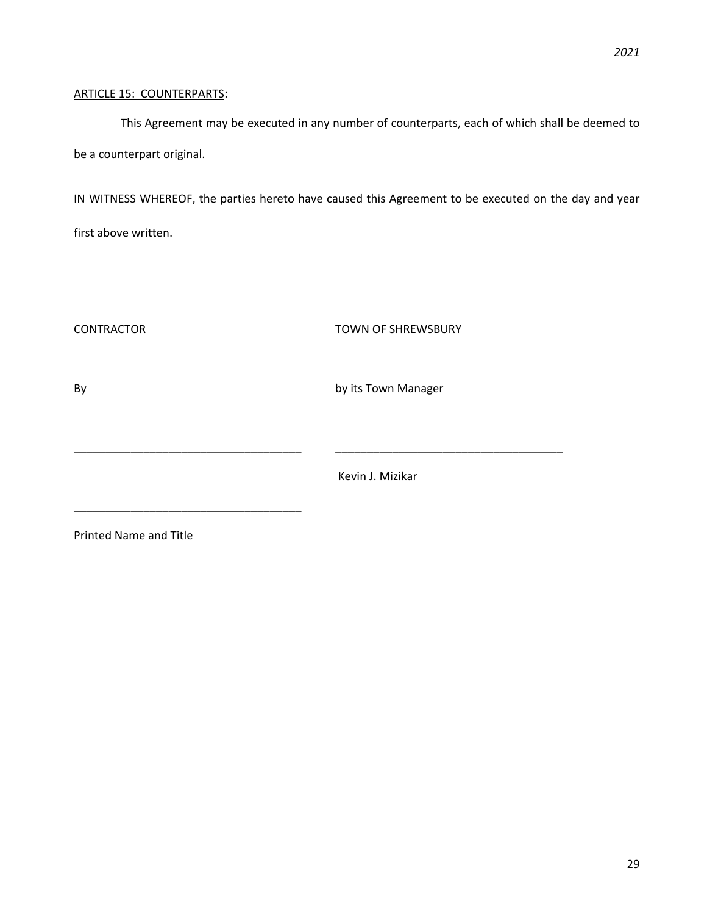ARTICLE 15: COUNTERPARTS:

This Agreement may be executed in any number of counterparts, each of which shall be deemed to be a counterpart original.

IN WITNESS WHEREOF, the parties hereto have caused this Agreement to be executed on the day and year first above written.

| | |
|---|---|
| CONTRACTOR | TOWN OF SHREWSBURY |
| By | by its Town Manager |
| ____________________________________ | ____________________________________ |
| | Kevin J. Mizikar |
| ____________________________________ | |
| Printed Name and Title | |